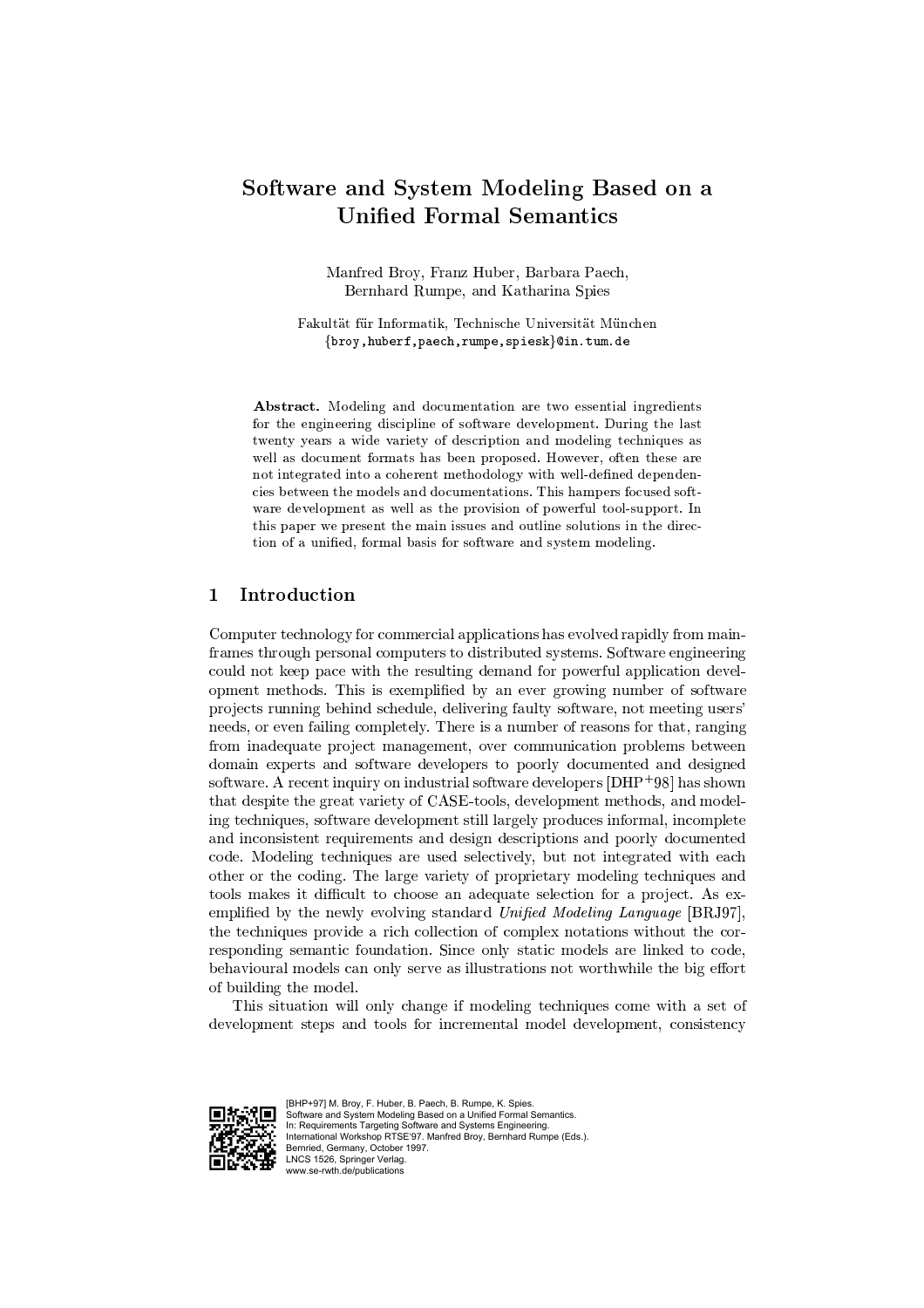# Software and System Modeling Based on a Unified Formal Semantics

Manfred Broy, Franz Huber, Barbara Paech,
Bernhard Rumpe, and Katharina Spies

Fakultät für Informatik, Technische Universität München
{broy,huberf,paech,rumpe,spiesk}@in.tum.de

**Abstract.** Modeling and documentation are two essential ingredients for the engineering discipline of software development. During the last twenty years a wide variety of description and modeling techniques as well as document formats has been proposed. However, often these are not integrated into a coherent methodology with well-defined dependencies between the models and documentations. This hampers focused software development as well as the provision of powerful tool-support. In this paper we present the main issues and outline solutions in the direction of a unified, formal basis for software and system modeling.

## 1 Introduction

Computer technology for commercial applications has evolved rapidly from mainframes through personal computers to distributed systems. Software engineering could not keep pace with the resulting demand for powerful application development methods. This is exemplified by an ever growing number of software projects running behind schedule, delivering faulty software, not meeting users' needs, or even failing completely. There is a number of reasons for that, ranging from inadequate project management, over communication problems between domain experts and software developers to poorly documented and designed software. A recent inquiry on industrial software developers [DHP+98] has shown that despite the great variety of CASE-tools, development methods, and modeling techniques, software development still largely produces informal, incomplete and inconsistent requirements and design descriptions and poorly documented code. Modeling techniques are used selectively, but not integrated with each other or the coding. The large variety of proprietary modeling techniques and tools makes it difficult to choose an adequate selection for a project. As exemplified by the newly evolving standard *Unified Modeling Language* [BRJ97], the techniques provide a rich collection of complex notations without the corresponding semantic foundation. Since only static models are linked to code, behavioural models can only serve as illustrations not worthwhile the big effort of building the model.

This situation will only change if modeling techniques come with a set of development steps and tools for incremental model development, consistency

[BHP+97] M. Broy, F. Huber, B. Paech, B. Rumpe, K. Spies.
Software and System Modeling Based on a Unified Formal Semantics.
In: Requirements Targeting Software and Systems Engineering.
International Workshop RTSE'97. Manfred Broy, Bernhard Rumpe (Eds.).
Bernried, Germany, October 1997.
LNCS 1526, Springer Verlag.
www.se-rwth.de/publications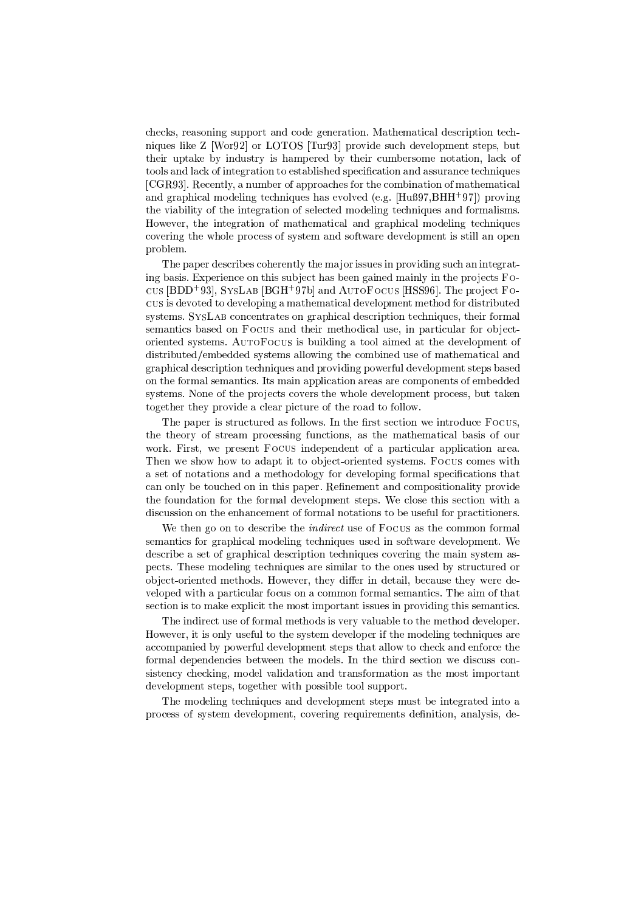checks, reasoning support and code generation. Mathematical description techniques like Z [Wor92] or LOTOS [Tur93] provide such development steps, but their uptake by industry is hampered by their cumbersome notation, lack of tools and lack of integration to established specification and assurance techniques [CGR93]. Recently, a number of approaches for the combination of mathematical and graphical modeling techniques has evolved (e.g. [Huß97,BHH+97]) proving the viability of the integration of selected modeling techniques and formalisms. However, the integration of mathematical and graphical modeling techniques covering the whole process of system and software development is still an open problem.

The paper describes coherently the major issues in providing such an integrating basis. Experience on this subject has been gained mainly in the projects Focus [BDD+93], SysLab [BGH+97b] and AutoFocus [HSS96]. The project Focus is devoted to developing a mathematical development method for distributed systems. SysLab concentrates on graphical description techniques, their formal semantics based on Focus and their methodical use, in particular for object-oriented systems. AutoFocus is building a tool aimed at the development of distributed/embedded systems allowing the combined use of mathematical and graphical description techniques and providing powerful development steps based on the formal semantics. Its main application areas are components of embedded systems. None of the projects covers the whole development process, but taken together they provide a clear picture of the road to follow.

The paper is structured as follows. In the first section we introduce Focus, the theory of stream processing functions, as the mathematical basis of our work. First, we present Focus independent of a particular application area. Then we show how to adapt it to object-oriented systems. Focus comes with a set of notations and a methodology for developing formal specifications that can only be touched on in this paper. Refinement and compositionality provide the foundation for the formal development steps. We close this section with a discussion on the enhancement of formal notations to be useful for practitioners.

We then go on to describe the *indirect* use of Focus as the common formal semantics for graphical modeling techniques used in software development. We describe a set of graphical description techniques covering the main system aspects. These modeling techniques are similar to the ones used by structured or object-oriented methods. However, they differ in detail, because they were developed with a particular focus on a common formal semantics. The aim of that section is to make explicit the most important issues in providing this semantics.

The indirect use of formal methods is very valuable to the method developer. However, it is only useful to the system developer if the modeling techniques are accompanied by powerful development steps that allow to check and enforce the formal dependencies between the models. In the third section we discuss consistency checking, model validation and transformation as the most important development steps, together with possible tool support.

The modeling techniques and development steps must be integrated into a process of system development, covering requirements definition, analysis, de-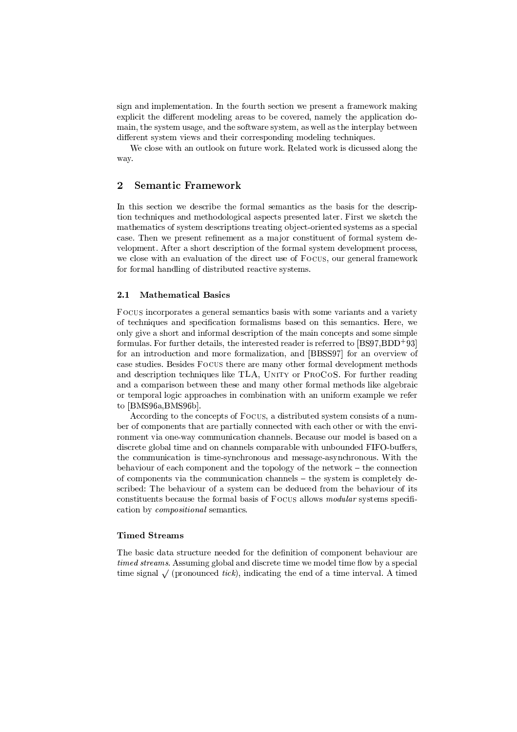sign and implementation. In the fourth section we present a framework making explicit the different modeling areas to be covered, namely the application domain, the system usage, and the software system, as well as the interplay between different system views and their corresponding modeling techniques.

We close with an outlook on future work. Related work is dicussed along the way.

## 2 Semantic Framework

In this section we describe the formal semantics as the basis for the description techniques and methodological aspects presented later. First we sketch the mathematics of system descriptions treating object-oriented systems as a special case. Then we present refinement as a major constituent of formal system development. After a short description of the formal system development process, we close with an evaluation of the direct use of Focus, our general framework for formal handling of distributed reactive systems.

### 2.1 Mathematical Basics

Focus incorporates a general semantics basis with some variants and a variety of techniques and specification formalisms based on this semantics. Here, we only give a short and informal description of the main concepts and some simple formulas. For further details, the interested reader is referred to [BS97,BDD+93] for an introduction and more formalization, and [BBSS97] for an overview of case studies. Besides Focus there are many other formal development methods and description techniques like TLA, Unity or ProCoS. For further reading and a comparison between these and many other formal methods like algebraic or temporal logic approaches in combination with an uniform example we refer to [BMS96a,BMS96b].

According to the concepts of Focus, a distributed system consists of a number of components that are partially connected with each other or with the environment via one-way communication channels. Because our model is based on a discrete global time and on channels comparable with unbounded FIFO-buffers, the communication is time-synchronous and message-asynchronous. With the behaviour of each component and the topology of the network – the connection of components via the communication channels – the system is completely described: The behaviour of a system can be deduced from the behaviour of its constituents because the formal basis of Focus allows *modular* systems specification by *compositional* semantics.

#### Timed Streams

The basic data structure needed for the definition of component behaviour are *timed streams*. Assuming global and discrete time we model time flow by a special time signal $\surd$ (pronounced *tick*), indicating the end of a time interval. A timed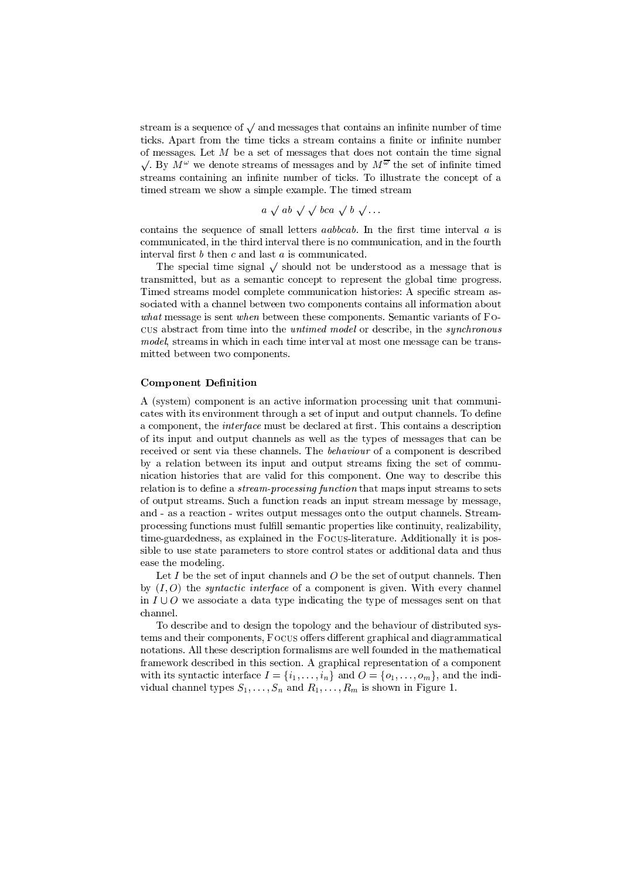stream is a sequence of $\surd$ and messages that contains an infinite number of time ticks. Apart from the time ticks a stream contains a finite or infinite number of messages. Let $M$ be a set of messages that does not contain the time signal $\surd$. By $M^\omega$ we denote streams of messages and by $M^{\overline{\omega}}$ the set of infinite timed streams containing an infinite number of ticks. To illustrate the concept of a timed stream we show a simple example. The timed stream

$$a \surd ab \surd \surd bca \surd b \surd \ldots$$

contains the sequence of small letters *aabbcab*. In the first time interval $a$ is communicated, in the third interval there is no communication, and in the fourth interval first $b$ then $c$ and last $a$ is communicated.

The special time signal $\surd$ should not be understood as a message that is transmitted, but as a semantic concept to represent the global time progress. Timed streams model complete communication histories: A specific stream associated with a channel between two components contains all information about *what* message is sent *when* between these components. Semantic variants of Focus abstract from time into the *untimed model* or describe, in the *synchronous model*, streams in which in each time interval at most one message can be transmitted between two components.

### Component Definition

A (system) component is an active information processing unit that communicates with its environment through a set of input and output channels. To define a component, the *interface* must be declared at first. This contains a description of its input and output channels as well as the types of messages that can be received or sent via these channels. The *behaviour* of a component is described by a relation between its input and output streams fixing the set of communication histories that are valid for this component. One way to describe this relation is to define a *stream-processing function* that maps input streams to sets of output streams. Such a function reads an input stream message by message, and - as a reaction - writes output messages onto the output channels. Stream-processing functions must fulfill semantic properties like continuity, realizability, time-guardedness, as explained in the Focus-literature. Additionally it is possible to use state parameters to store control states or additional data and thus ease the modeling.

Let $I$ be the set of input channels and $O$ be the set of output channels. Then by $(I, O)$ the *syntactic interface* of a component is given. With every channel in $I \cup O$ we associate a data type indicating the type of messages sent on that channel.

To describe and to design the topology and the behaviour of distributed systems and their components, Focus offers different graphical and diagrammatical notations. All these description formalisms are well founded in the mathematical framework described in this section. A graphical representation of a component with its syntactic interface $I = \{i_1, \ldots, i_n\}$ and $O = \{o_1, \ldots, o_m\}$, and the individual channel types $S_1, \ldots, S_n$ and $R_1, \ldots, R_m$ is shown in Figure 1.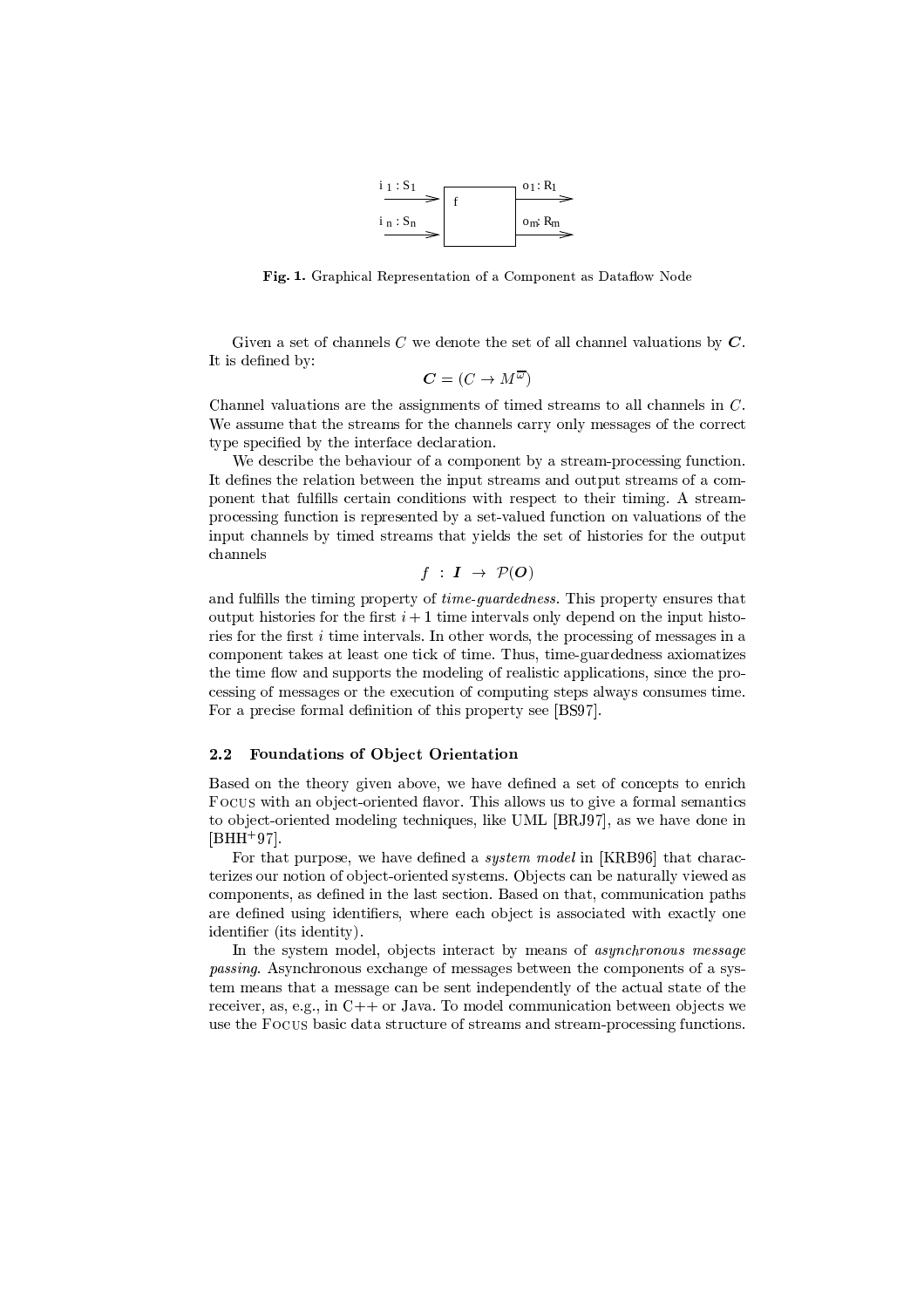**Fig. 1.** Graphical Representation of a Component as Dataflow Node

Given a set of channels $C$ we denote the set of all channel valuations by $\boldsymbol{C}$. It is defined by:

$$\boldsymbol{C} = (C \rightarrow M^{\overline{\omega}})$$

Channel valuations are the assignments of timed streams to all channels in $C$. We assume that the streams for the channels carry only messages of the correct type specified by the interface declaration.

We describe the behaviour of a component by a stream-processing function. It defines the relation between the input streams and output streams of a component that fulfills certain conditions with respect to their timing. A stream-processing function is represented by a set-valued function on valuations of the input channels by timed streams that yields the set of histories for the output channels

$$f \ : \ \boldsymbol{I} \ \rightarrow \ \mathcal{P}(\boldsymbol{O})$$

and fulfills the timing property of *time-guardedness*. This property ensures that output histories for the first $i+1$ time intervals only depend on the input histories for the first $i$ time intervals. In other words, the processing of messages in a component takes at least one tick of time. Thus, time-guardedness axiomatizes the time flow and supports the modeling of realistic applications, since the processing of messages or the execution of computing steps always consumes time. For a precise formal definition of this property see [BS97].

### 2.2 Foundations of Object Orientation

Based on the theory given above, we have defined a set of concepts to enrich Focus with an object-oriented flavor. This allows us to give a formal semantics to object-oriented modeling techniques, like UML [BRJ97], as we have done in [BHH+97].

For that purpose, we have defined a *system model* in [KRB96] that characterizes our notion of object-oriented systems. Objects can be naturally viewed as components, as defined in the last section. Based on that, communication paths are defined using identifiers, where each object is associated with exactly one identifier (its identity).

In the system model, objects interact by means of *asynchronous message passing*. Asynchronous exchange of messages between the components of a system means that a message can be sent independently of the actual state of the receiver, as, e.g., in C++ or Java. To model communication between objects we use the Focus basic data structure of streams and stream-processing functions.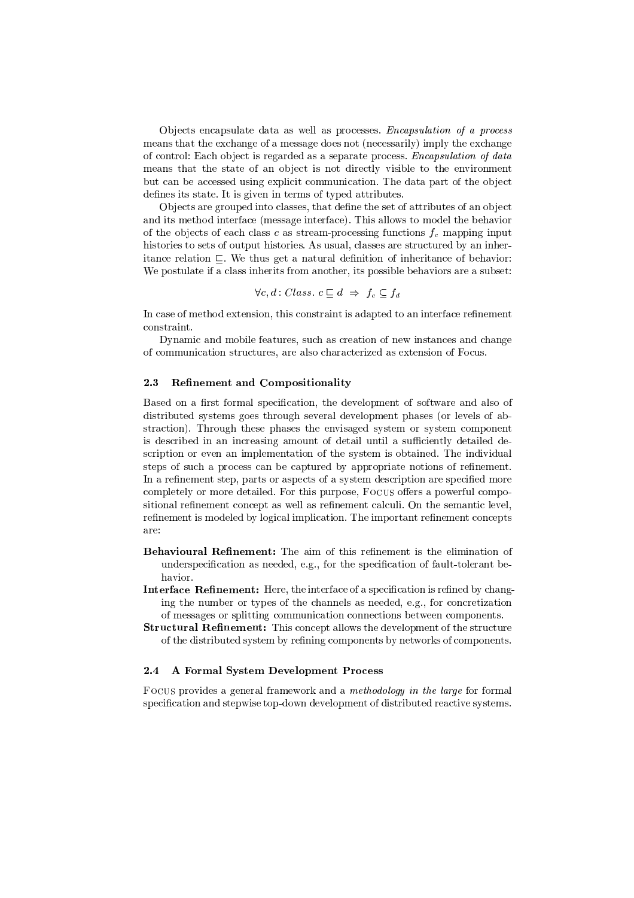Objects encapsulate data as well as processes. *Encapsulation of a process* means that the exchange of a message does not (necessarily) imply the exchange of control: Each object is regarded as a separate process. *Encapsulation of data* means that the state of an object is not directly visible to the environment but can be accessed using explicit communication. The data part of the object defines its state. It is given in terms of typed attributes.

Objects are grouped into classes, that define the set of attributes of an object and its method interface (message interface). This allows to model the behavior of the objects of each class $c$ as stream-processing functions $f_c$ mapping input histories to sets of output histories. As usual, classes are structured by an inheritance relation $\sqsubseteq$. We thus get a natural definition of inheritance of behavior: We postulate if a class inherits from another, its possible behaviors are a subset:

$$\forall c, d : Class.\ c \sqsubseteq d \ \Rightarrow \ f_c \subseteq f_d$$

In case of method extension, this constraint is adapted to an interface refinement constraint.

Dynamic and mobile features, such as creation of new instances and change of communication structures, are also characterized as extension of Focus.

### 2.3 Refinement and Compositionality

Based on a first formal specification, the development of software and also of distributed systems goes through several development phases (or levels of abstraction). Through these phases the envisaged system or system component is described in an increasing amount of detail until a sufficiently detailed description or even an implementation of the system is obtained. The individual steps of such a process can be captured by appropriate notions of refinement. In a refinement step, parts or aspects of a system description are specified more completely or more detailed. For this purpose, Focus offers a powerful compositional refinement concept as well as refinement calculi. On the semantic level, refinement is modeled by logical implication. The important refinement concepts are:

**Behavioural Refinement:** The aim of this refinement is the elimination of underspecification as needed, e.g., for the specification of fault-tolerant behavior.

**Interface Refinement:** Here, the interface of a specification is refined by changing the number or types of the channels as needed, e.g., for concretization of messages or splitting communication connections between components.

**Structural Refinement:** This concept allows the development of the structure of the distributed system by refining components by networks of components.

### 2.4 A Formal System Development Process

Focus provides a general framework and a *methodology in the large* for formal specification and stepwise top-down development of distributed reactive systems.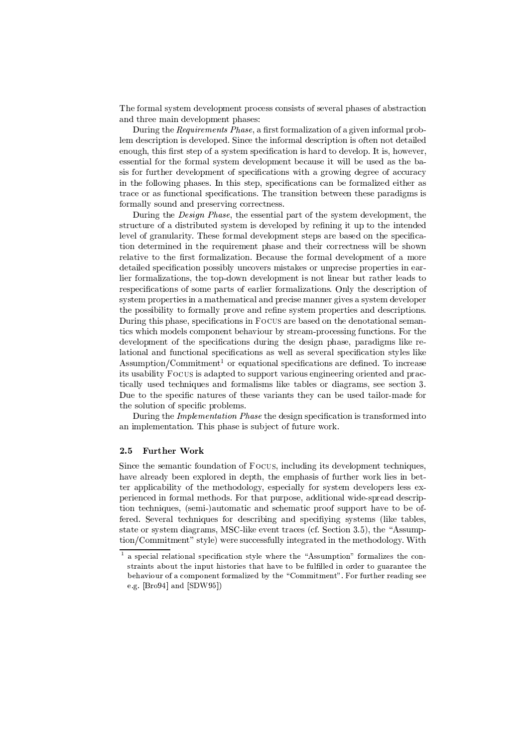The formal system development process consists of several phases of abstraction and three main development phases:

During the *Requirements Phase*, a first formalization of a given informal problem description is developed. Since the informal description is often not detailed enough, this first step of a system specification is hard to develop. It is, however, essential for the formal system development because it will be used as the basis for further development of specifications with a growing degree of accuracy in the following phases. In this step, specifications can be formalized either as trace or as functional specifications. The transition between these paradigms is formally sound and preserving correctness.

During the *Design Phase*, the essential part of the system development, the structure of a distributed system is developed by refining it up to the intended level of granularity. These formal development steps are based on the specification determined in the requirement phase and their correctness will be shown relative to the first formalization. Because the formal development of a more detailed specification possibly uncovers mistakes or unprecise properties in earlier formalizations, the top-down development is not linear but rather leads to respecifications of some parts of earlier formalizations. Only the description of system properties in a mathematical and precise manner gives a system developer the possibility to formally prove and refine system properties and descriptions. During this phase, specifications in Focus are based on the denotational semantics which models component behaviour by stream-processing functions. For the development of the specifications during the design phase, paradigms like relational and functional specifications as well as several specification styles like Assumption/Commitment[1] or equational specifications are defined. To increase its usability Focus is adapted to support various engineering oriented and practically used techniques and formalisms like tables or diagrams, see section 3. Due to the specific natures of these variants they can be used tailor-made for the solution of specific problems.

During the *Implementation Phase* the design specification is transformed into an implementation. This phase is subject of future work.

### 2.5 Further Work

Since the semantic foundation of Focus, including its development techniques, have already been explored in depth, the emphasis of further work lies in better applicability of the methodology, especially for system developers less experienced in formal methods. For that purpose, additional wide-spread description techniques, (semi-)automatic and schematic proof support have to be offered. Several techniques for describing and specifiying systems (like tables, state or system diagrams, MSC-like event traces (cf. Section 3.5), the "Assumption/Commitment" style) were successfully integrated in the methodology. With

[1] a special relational specification style where the "Assumption" formalizes the constraints about the input histories that have to be fulfilled in order to guarantee the behaviour of a component formalized by the "Commitment". For further reading see e.g. [Bro94] and [SDW95])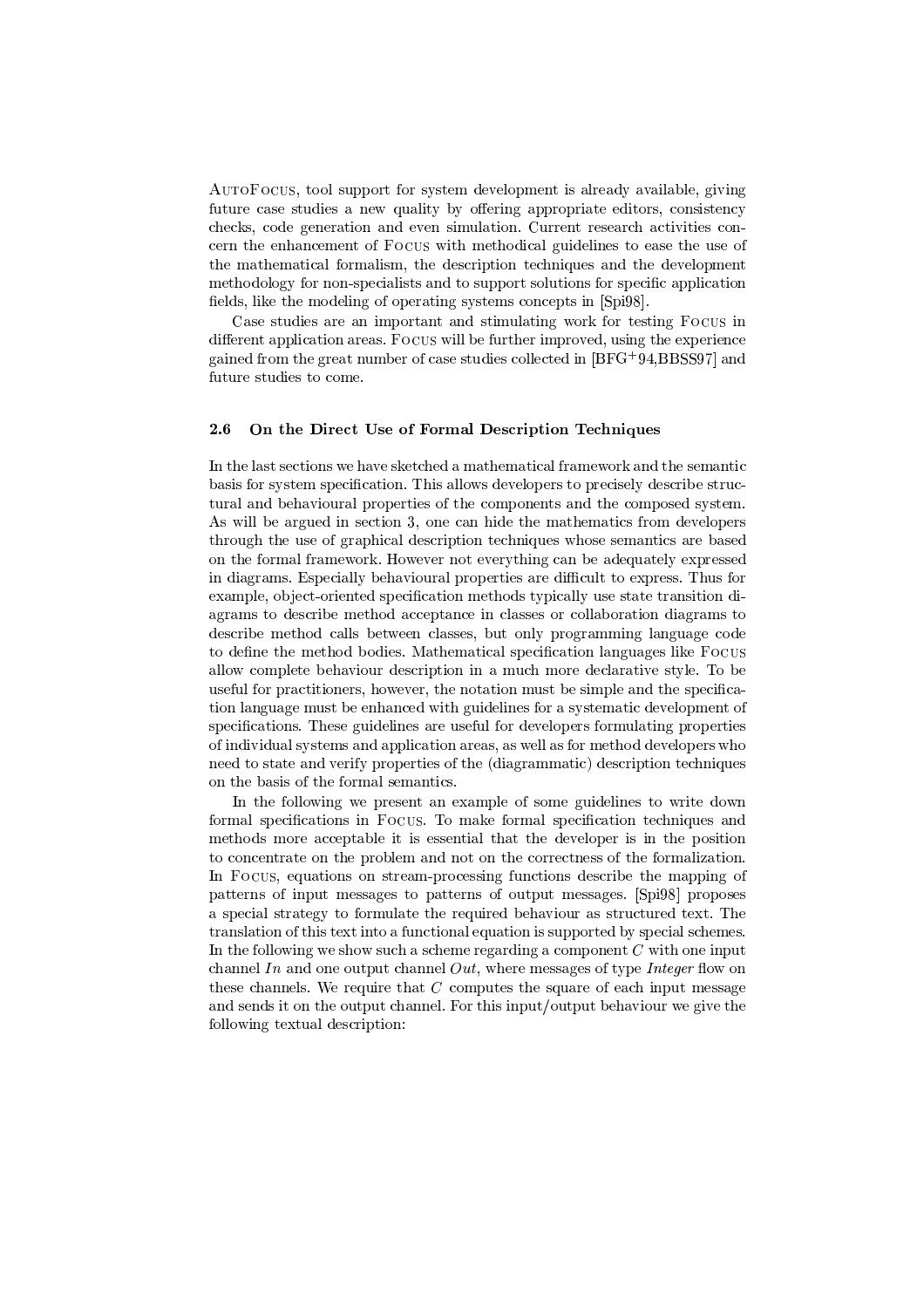AutoFocus, tool support for system development is already available, giving future case studies a new quality by offering appropriate editors, consistency checks, code generation and even simulation. Current research activities concern the enhancement of Focus with methodical guidelines to ease the use of the mathematical formalism, the description techniques and the development methodology for non-specialists and to support solutions for specific application fields, like the modeling of operating systems concepts in [Spi98].

Case studies are an important and stimulating work for testing Focus in different application areas. Focus will be further improved, using the experience gained from the great number of case studies collected in [BFG+94,BBSS97] and future studies to come.

### 2.6 On the Direct Use of Formal Description Techniques

In the last sections we have sketched a mathematical framework and the semantic basis for system specification. This allows developers to precisely describe structural and behavioural properties of the components and the composed system. As will be argued in section 3, one can hide the mathematics from developers through the use of graphical description techniques whose semantics are based on the formal framework. However not everything can be adequately expressed in diagrams. Especially behavioural properties are difficult to express. Thus for example, object-oriented specification methods typically use state transition diagrams to describe method acceptance in classes or collaboration diagrams to describe method calls between classes, but only programming language code to define the method bodies. Mathematical specification languages like Focus allow complete behaviour description in a much more declarative style. To be useful for practitioners, however, the notation must be simple and the specification language must be enhanced with guidelines for a systematic development of specifications. These guidelines are useful for developers formulating properties of individual systems and application areas, as well as for method developers who need to state and verify properties of the (diagrammatic) description techniques on the basis of the formal semantics.

In the following we present an example of some guidelines to write down formal specifications in Focus. To make formal specification techniques and methods more acceptable it is essential that the developer is in the position to concentrate on the problem and not on the correctness of the formalization. In Focus, equations on stream-processing functions describe the mapping of patterns of input messages to patterns of output messages. [Spi98] proposes a special strategy to formulate the required behaviour as structured text. The translation of this text into a functional equation is supported by special schemes. In the following we show such a scheme regarding a component $C$ with one input channel $In$ and one output channel $Out$, where messages of type *Integer* flow on these channels. We require that $C$ computes the square of each input message and sends it on the output channel. For this input/output behaviour we give the following textual description: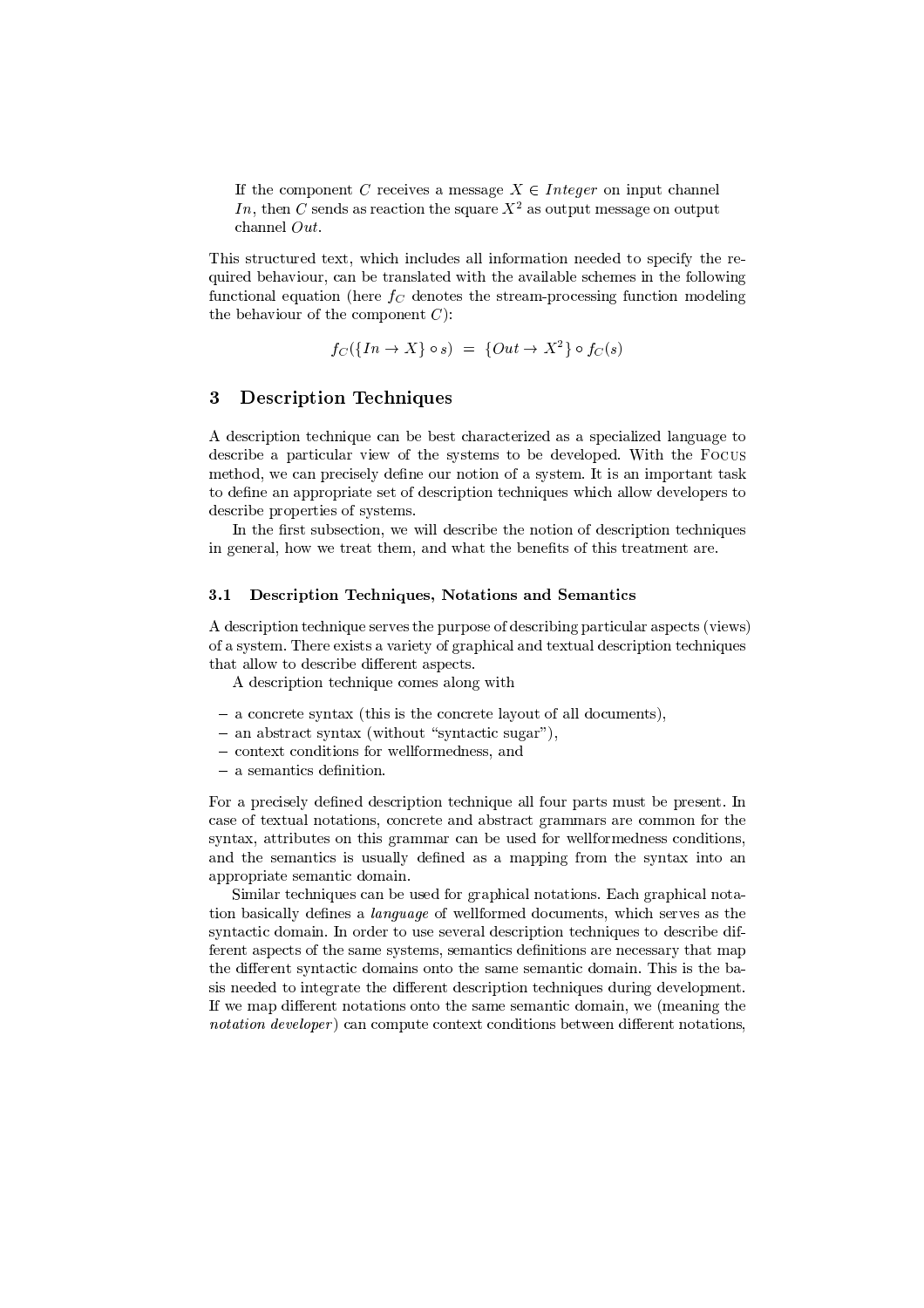If the component $C$ receives a message $X \in Integer$ on input channel $In$, then $C$ sends as reaction the square $X^2$ as output message on output channel $Out$.

This structured text, which includes all information needed to specify the required behaviour, can be translated with the available schemes in the following functional equation (here $f_C$ denotes the stream-processing function modeling the behaviour of the component $C$):

$$f_C(\{In \rightarrow X\} \circ s) \;=\; \{Out \rightarrow X^2\} \circ f_C(s)$$

## 3 Description Techniques

A description technique can be best characterized as a specialized language to describe a particular view of the systems to be developed. With the Focus method, we can precisely define our notion of a system. It is an important task to define an appropriate set of description techniques which allow developers to describe properties of systems.

In the first subsection, we will describe the notion of description techniques in general, how we treat them, and what the benefits of this treatment are.

### 3.1 Description Techniques, Notations and Semantics

A description technique serves the purpose of describing particular aspects (views) of a system. There exists a variety of graphical and textual description techniques that allow to describe different aspects.

A description technique comes along with

- a concrete syntax (this is the concrete layout of all documents),
- an abstract syntax (without "syntactic sugar"),
- context conditions for wellformedness, and
- a semantics definition.

For a precisely defined description technique all four parts must be present. In case of textual notations, concrete and abstract grammars are common for the syntax, attributes on this grammar can be used for wellformedness conditions, and the semantics is usually defined as a mapping from the syntax into an appropriate semantic domain.

Similar techniques can be used for graphical notations. Each graphical notation basically defines a *language* of wellformed documents, which serves as the syntactic domain. In order to use several description techniques to describe different aspects of the same systems, semantics definitions are necessary that map the different syntactic domains onto the same semantic domain. This is the basis needed to integrate the different description techniques during development. If we map different notations onto the same semantic domain, we (meaning the *notation developer*) can compute context conditions between different notations,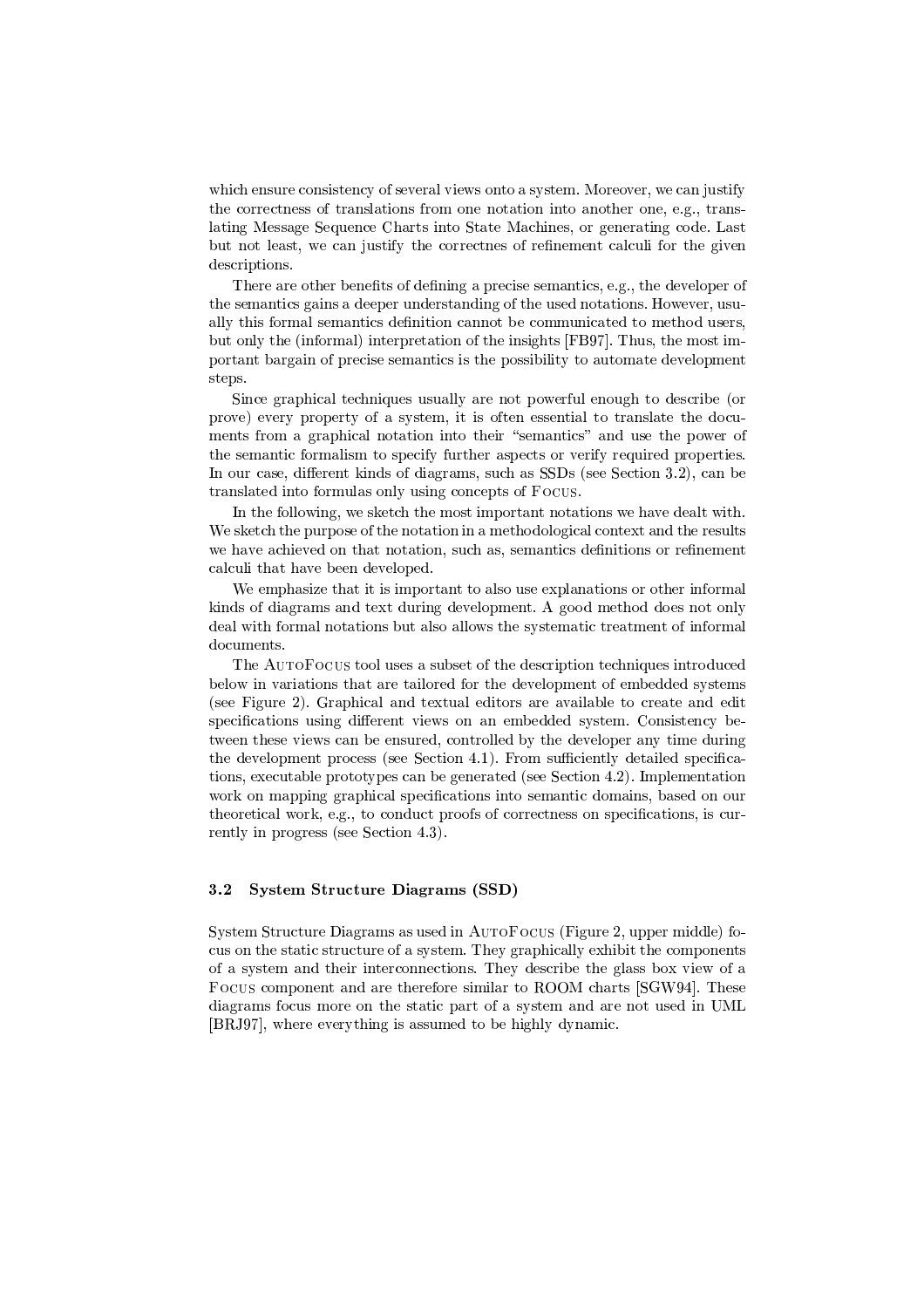which ensure consistency of several views onto a system. Moreover, we can justify the correctness of translations from one notation into another one, e.g., translating Message Sequence Charts into State Machines, or generating code. Last but not least, we can justify the correctnes of refinement calculi for the given descriptions.

There are other benefits of defining a precise semantics, e.g., the developer of the semantics gains a deeper understanding of the used notations. However, usually this formal semantics definition cannot be communicated to method users, but only the (informal) interpretation of the insights [FB97]. Thus, the most important bargain of precise semantics is the possibility to automate development steps.

Since graphical techniques usually are not powerful enough to describe (or prove) every property of a system, it is often essential to translate the documents from a graphical notation into their "semantics" and use the power of the semantic formalism to specify further aspects or verify required properties. In our case, different kinds of diagrams, such as SSDs (see Section 3.2), can be translated into formulas only using concepts of Focus.

In the following, we sketch the most important notations we have dealt with. We sketch the purpose of the notation in a methodological context and the results we have achieved on that notation, such as, semantics definitions or refinement calculi that have been developed.

We emphasize that it is important to also use explanations or other informal kinds of diagrams and text during development. A good method does not only deal with formal notations but also allows the systematic treatment of informal documents.

The AutoFocus tool uses a subset of the description techniques introduced below in variations that are tailored for the development of embedded systems (see Figure 2). Graphical and textual editors are available to create and edit specifications using different views on an embedded system. Consistency between these views can be ensured, controlled by the developer any time during the development process (see Section 4.1). From sufficiently detailed specifications, executable prototypes can be generated (see Section 4.2). Implementation work on mapping graphical specifications into semantic domains, based on our theoretical work, e.g., to conduct proofs of correctness on specifications, is currently in progress (see Section 4.3).

### 3.2 System Structure Diagrams (SSD)

System Structure Diagrams as used in AutoFocus (Figure 2, upper middle) focus on the static structure of a system. They graphically exhibit the components of a system and their interconnections. They describe the glass box view of a Focus component and are therefore similar to ROOM charts [SGW94]. These diagrams focus more on the static part of a system and are not used in UML [BRJ97], where everything is assumed to be highly dynamic.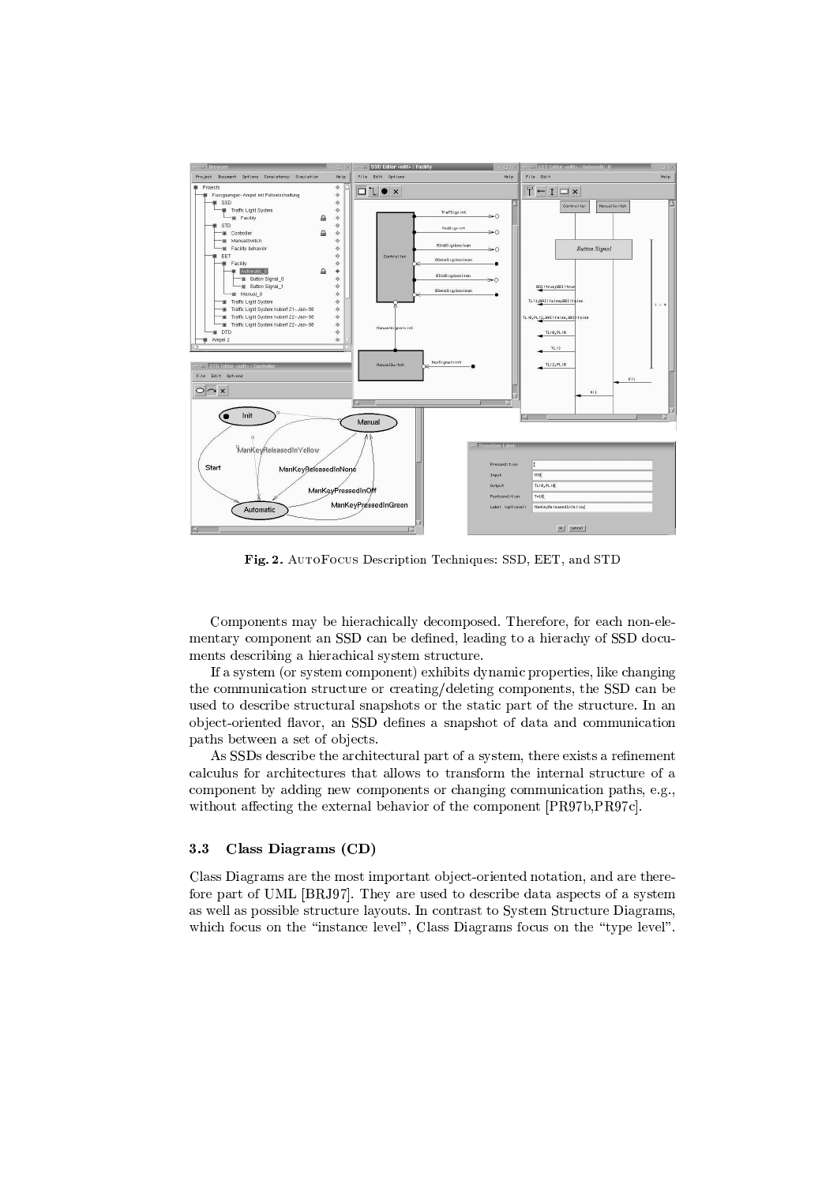**Fig. 2.** AutoFocus Description Techniques: SSD, EET, and STD

Components may be hierachically decomposed. Therefore, for each non-elementary component an SSD can be defined, leading to a hierachy of SSD documents describing a hierachical system structure.

If a system (or system component) exhibits dynamic properties, like changing the communication structure or creating/deleting components, the SSD can be used to describe structural snapshots or the static part of the structure. In an object-oriented flavor, an SSD defines a snapshot of data and communication paths between a set of objects.

As SSDs describe the architectural part of a system, there exists a refinement calculus for architectures that allows to transform the internal structure of a component by adding new components or changing communication paths, e.g., without affecting the external behavior of the component [PR97b,PR97c].

### 3.3 Class Diagrams (CD)

Class Diagrams are the most important object-oriented notation, and are therefore part of UML [BRJ97]. They are used to describe data aspects of a system as well as possible structure layouts. In contrast to System Structure Diagrams, which focus on the "instance level", Class Diagrams focus on the "type level".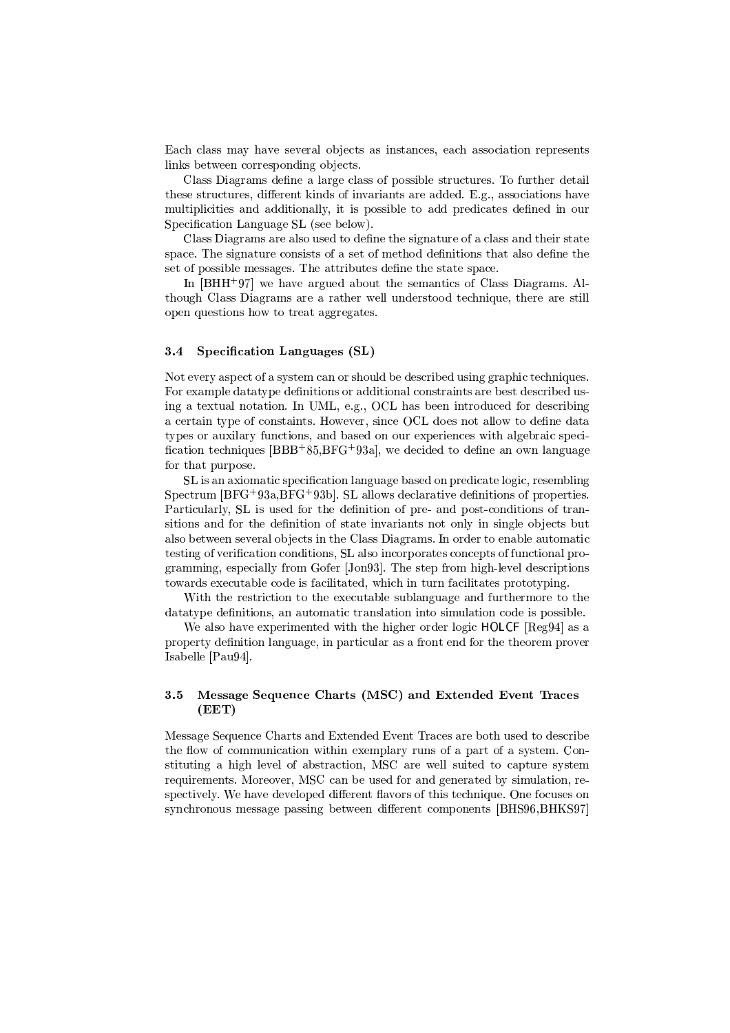Each class may have several objects as instances, each association represents links between corresponding objects.

Class Diagrams define a large class of possible structures. To further detail these structures, different kinds of invariants are added. E.g., associations have multiplicities and additionally, it is possible to add predicates defined in our Specification Language SL (see below).

Class Diagrams are also used to define the signature of a class and their state space. The signature consists of a set of method definitions that also define the set of possible messages. The attributes define the state space.

In [BHH+97] we have argued about the semantics of Class Diagrams. Although Class Diagrams are a rather well understood technique, there are still open questions how to treat aggregates.

### 3.4 Specification Languages (SL)

Not every aspect of a system can or should be described using graphic techniques. For example datatype definitions or additional constraints are best described using a textual notation. In UML, e.g., OCL has been introduced for describing a certain type of constaints. However, since OCL does not allow to define data types or auxilary functions, and based on our experiences with algebraic specification techniques [BBB+85,BFG+93a], we decided to define an own language for that purpose.

SL is an axiomatic specification language based on predicate logic, resembling Spectrum [BFG+93a,BFG+93b]. SL allows declarative definitions of properties. Particularly, SL is used for the definition of pre- and post-conditions of transitions and for the definition of state invariants not only in single objects but also between several objects in the Class Diagrams. In order to enable automatic testing of verification conditions, SL also incorporates concepts of functional programming, especially from Gofer [Jon93]. The step from high-level descriptions towards executable code is facilitated, which in turn facilitates prototyping.

With the restriction to the executable sublanguage and furthermore to the datatype definitions, an automatic translation into simulation code is possible.

We also have experimented with the higher order logic HOLCF [Reg94] as a property definition language, in particular as a front end for the theorem prover Isabelle [Pau94].

### 3.5 Message Sequence Charts (MSC) and Extended Event Traces (EET)

Message Sequence Charts and Extended Event Traces are both used to describe the flow of communication within exemplary runs of a part of a system. Constituting a high level of abstraction, MSC are well suited to capture system requirements. Moreover, MSC can be used for and generated by simulation, respectively. We have developed different flavors of this technique. One focuses on synchronous message passing between different components [BHS96,BHKS97]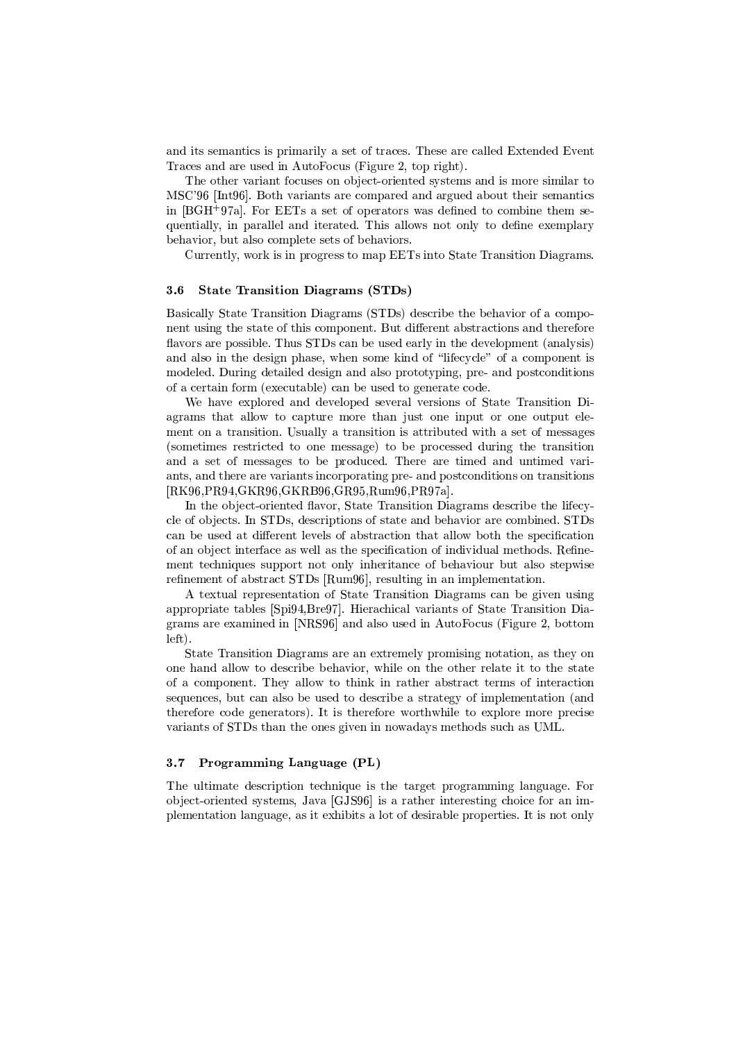and its semantics is primarily a set of traces. These are called Extended Event Traces and are used in AutoFocus (Figure 2, top right).

The other variant focuses on object-oriented systems and is more similar to MSC'96 [Int96]. Both variants are compared and argued about their semantics in [BGH+97a]. For EETs a set of operators was defined to combine them sequentially, in parallel and iterated. This allows not only to define exemplary behavior, but also complete sets of behaviors.

Currently, work is in progress to map EETs into State Transition Diagrams.

### 3.6 State Transition Diagrams (STDs)

Basically State Transition Diagrams (STDs) describe the behavior of a component using the state of this component. But different abstractions and therefore flavors are possible. Thus STDs can be used early in the development (analysis) and also in the design phase, when some kind of "lifecycle" of a component is modeled. During detailed design and also prototyping, pre- and postconditions of a certain form (executable) can be used to generate code.

We have explored and developed several versions of State Transition Diagrams that allow to capture more than just one input or one output element on a transition. Usually a transition is attributed with a set of messages (sometimes restricted to one message) to be processed during the transition and a set of messages to be produced. There are timed and untimed variants, and there are variants incorporating pre- and postconditions on transitions [RK96,PR94,GKR96,GKRB96,GR95,Rum96,PR97a].

In the object-oriented flavor, State Transition Diagrams describe the lifecycle of objects. In STDs, descriptions of state and behavior are combined. STDs can be used at different levels of abstraction that allow both the specification of an object interface as well as the specification of individual methods. Refinement techniques support not only inheritance of behaviour but also stepwise refinement of abstract STDs [Rum96], resulting in an implementation.

A textual representation of State Transition Diagrams can be given using appropriate tables [Spi94,Bre97]. Hierachical variants of State Transition Diagrams are examined in [NRS96] and also used in AutoFocus (Figure 2, bottom left).

State Transition Diagrams are an extremely promising notation, as they on one hand allow to describe behavior, while on the other relate it to the state of a component. They allow to think in rather abstract terms of interaction sequences, but can also be used to describe a strategy of implementation (and therefore code generators). It is therefore worthwhile to explore more precise variants of STDs than the ones given in nowadays methods such as UML.

### 3.7 Programming Language (PL)

The ultimate description technique is the target programming language. For object-oriented systems, Java [GJS96] is a rather interesting choice for an implementation language, as it exhibits a lot of desirable properties. It is not only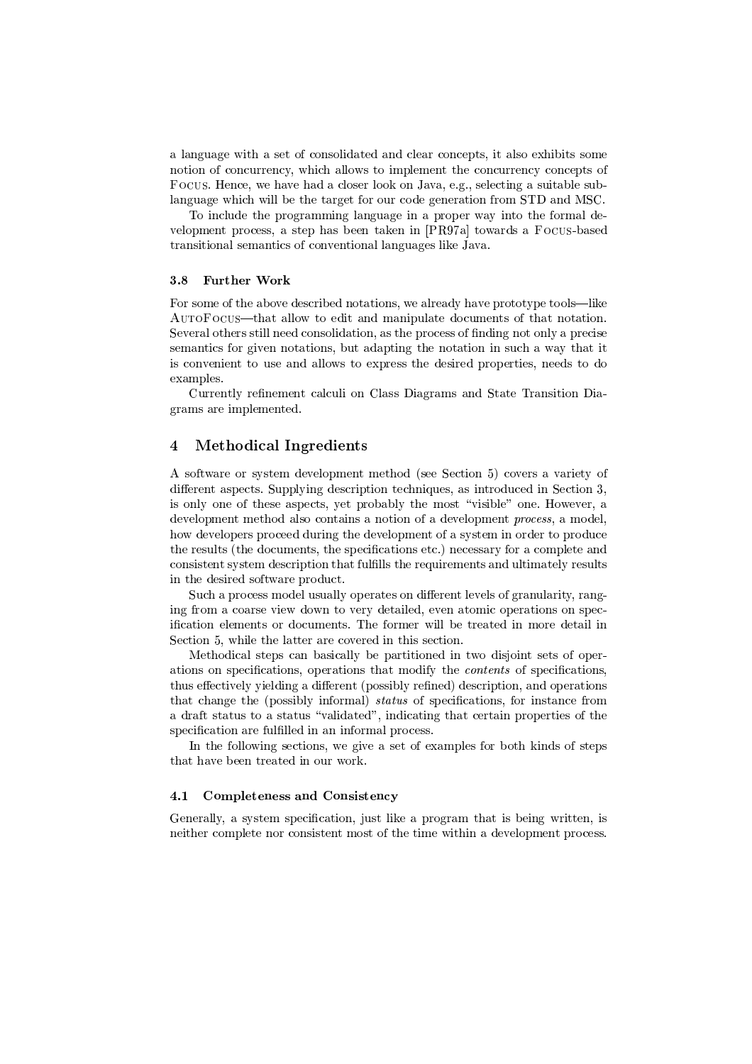a language with a set of consolidated and clear concepts, it also exhibits some notion of concurrency, which allows to implement the concurrency concepts of Focus. Hence, we have had a closer look on Java, e.g., selecting a suitable sublanguage which will be the target for our code generation from STD and MSC.

To include the programming language in a proper way into the formal development process, a step has been taken in [PR97a] towards a Focus-based transitional semantics of conventional languages like Java.

### 3.8 Further Work

For some of the above described notations, we already have prototype tools—like AutoFocus—that allow to edit and manipulate documents of that notation. Several others still need consolidation, as the process of finding not only a precise semantics for given notations, but adapting the notation in such a way that it is convenient to use and allows to express the desired properties, needs to do examples.

Currently refinement calculi on Class Diagrams and State Transition Diagrams are implemented.

## 4 Methodical Ingredients

A software or system development method (see Section 5) covers a variety of different aspects. Supplying description techniques, as introduced in Section 3, is only one of these aspects, yet probably the most "visible" one. However, a development method also contains a notion of a development *process*, a model, how developers proceed during the development of a system in order to produce the results (the documents, the specifications etc.) necessary for a complete and consistent system description that fulfills the requirements and ultimately results in the desired software product.

Such a process model usually operates on different levels of granularity, ranging from a coarse view down to very detailed, even atomic operations on specification elements or documents. The former will be treated in more detail in Section 5, while the latter are covered in this section.

Methodical steps can basically be partitioned in two disjoint sets of operations on specifications, operations that modify the *contents* of specifications, thus effectively yielding a different (possibly refined) description, and operations that change the (possibly informal) *status* of specifications, for instance from a draft status to a status "validated", indicating that certain properties of the specification are fulfilled in an informal process.

In the following sections, we give a set of examples for both kinds of steps that have been treated in our work.

### 4.1 Completeness and Consistency

Generally, a system specification, just like a program that is being written, is neither complete nor consistent most of the time within a development process.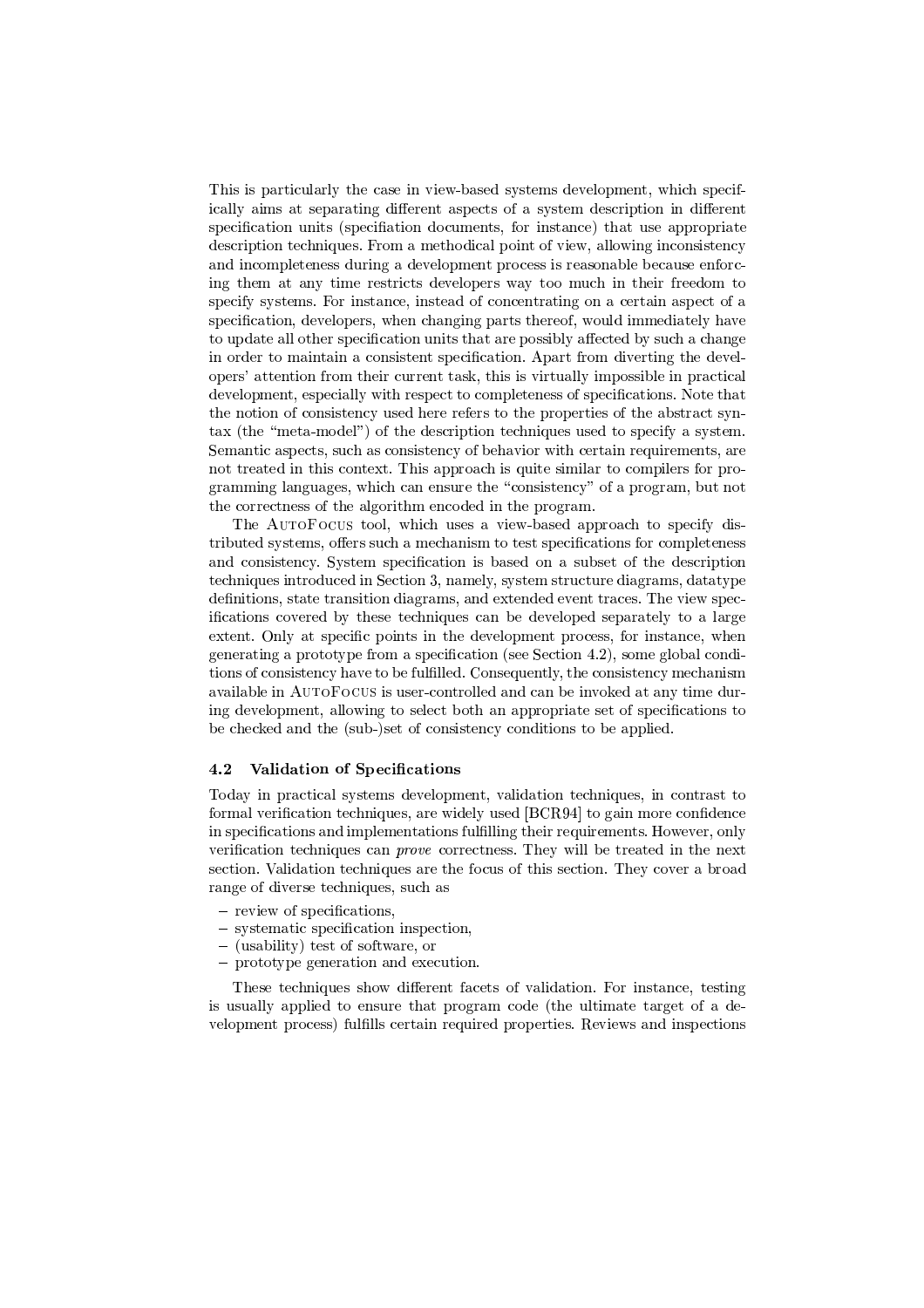This is particularly the case in view-based systems development, which specifically aims at separating different aspects of a system description in different specification units (specifiation documents, for instance) that use appropriate description techniques. From a methodical point of view, allowing inconsistency and incompleteness during a development process is reasonable because enforcing them at any time restricts developers way too much in their freedom to specify systems. For instance, instead of concentrating on a certain aspect of a specification, developers, when changing parts thereof, would immediately have to update all other specification units that are possibly affected by such a change in order to maintain a consistent specification. Apart from diverting the developers' attention from their current task, this is virtually impossible in practical development, especially with respect to completeness of specifications. Note that the notion of consistency used here refers to the properties of the abstract syntax (the "meta-model") of the description techniques used to specify a system. Semantic aspects, such as consistency of behavior with certain requirements, are not treated in this context. This approach is quite similar to compilers for programming languages, which can ensure the "consistency" of a program, but not the correctness of the algorithm encoded in the program.

The AutoFocus tool, which uses a view-based approach to specify distributed systems, offers such a mechanism to test specifications for completeness and consistency. System specification is based on a subset of the description techniques introduced in Section 3, namely, system structure diagrams, datatype definitions, state transition diagrams, and extended event traces. The view specifications covered by these techniques can be developed separately to a large extent. Only at specific points in the development process, for instance, when generating a prototype from a specification (see Section 4.2), some global conditions of consistency have to be fulfilled. Consequently, the consistency mechanism available in AutoFocus is user-controlled and can be invoked at any time during development, allowing to select both an appropriate set of specifications to be checked and the (sub-)set of consistency conditions to be applied.

### 4.2 Validation of Specifications

Today in practical systems development, validation techniques, in contrast to formal verification techniques, are widely used [BCR94] to gain more confidence in specifications and implementations fulfilling their requirements. However, only verification techniques can *prove* correctness. They will be treated in the next section. Validation techniques are the focus of this section. They cover a broad range of diverse techniques, such as

- review of specifications,
- systematic specification inspection,
- (usability) test of software, or
- prototype generation and execution.

These techniques show different facets of validation. For instance, testing is usually applied to ensure that program code (the ultimate target of a development process) fulfills certain required properties. Reviews and inspections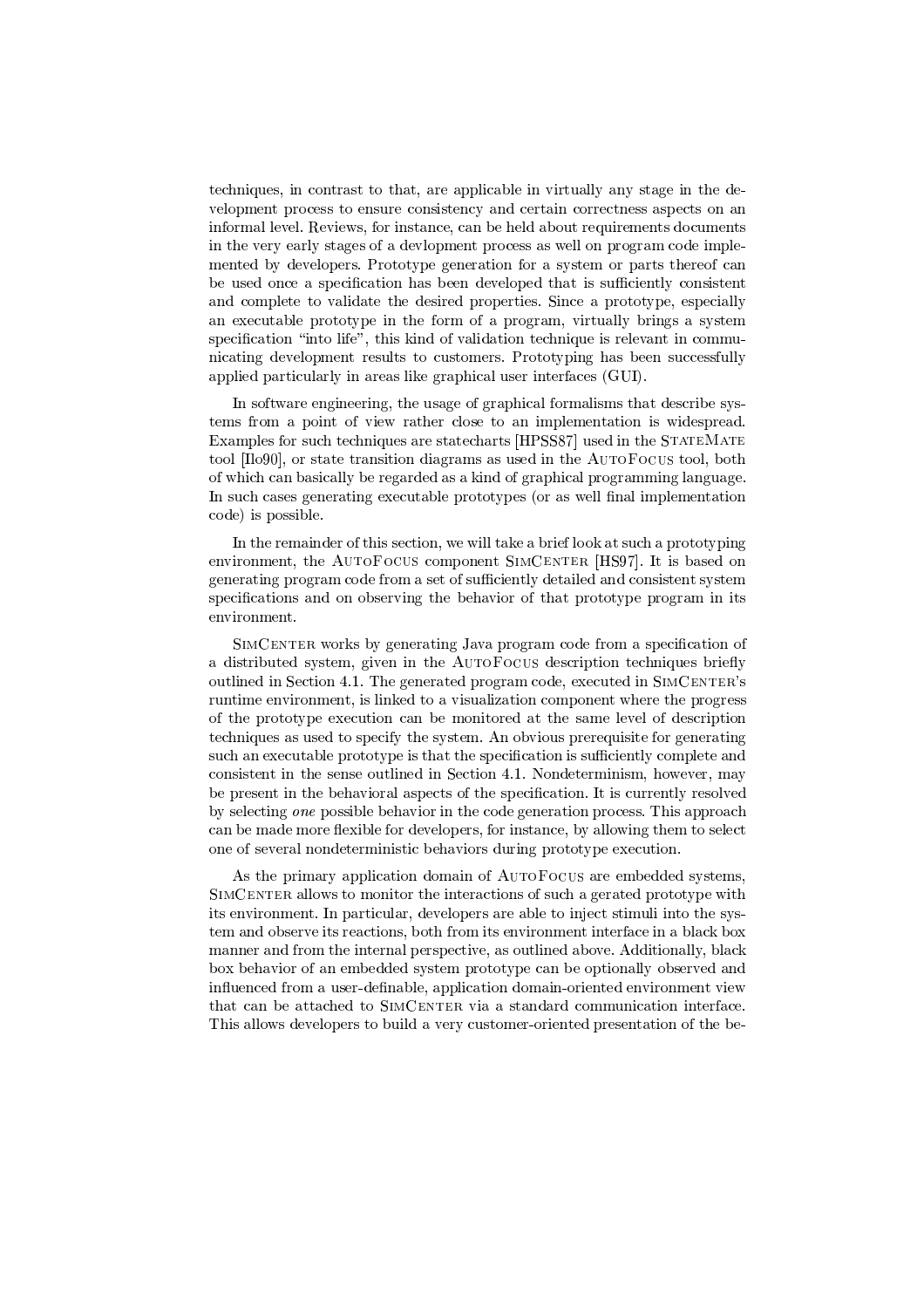techniques, in contrast to that, are applicable in virtually any stage in the development process to ensure consistency and certain correctness aspects on an informal level. Reviews, for instance, can be held about requirements documents in the very early stages of a devlopment process as well on program code implemented by developers. Prototype generation for a system or parts thereof can be used once a specification has been developed that is sufficiently consistent and complete to validate the desired properties. Since a prototype, especially an executable prototype in the form of a program, virtually brings a system specification "into life", this kind of validation technique is relevant in communicating development results to customers. Prototyping has been successfully applied particularly in areas like graphical user interfaces (GUI).

In software engineering, the usage of graphical formalisms that describe systems from a point of view rather close to an implementation is widespread. Examples for such techniques are statecharts [HPSS87] used in the StateMate tool [Ilo90], or state transition diagrams as used in the AutoFocus tool, both of which can basically be regarded as a kind of graphical programming language. In such cases generating executable prototypes (or as well final implementation code) is possible.

In the remainder of this section, we will take a brief look at such a prototyping environment, the AutoFocus component SimCenter [HS97]. It is based on generating program code from a set of sufficiently detailed and consistent system specifications and on observing the behavior of that prototype program in its environment.

SimCenter works by generating Java program code from a specification of a distributed system, given in the AutoFocus description techniques briefly outlined in Section 4.1. The generated program code, executed in SimCenter's runtime environment, is linked to a visualization component where the progress of the prototype execution can be monitored at the same level of description techniques as used to specify the system. An obvious prerequisite for generating such an executable prototype is that the specification is sufficiently complete and consistent in the sense outlined in Section 4.1. Nondeterminism, however, may be present in the behavioral aspects of the specification. It is currently resolved by selecting *one* possible behavior in the code generation process. This approach can be made more flexible for developers, for instance, by allowing them to select one of several nondeterministic behaviors during prototype execution.

As the primary application domain of AutoFocus are embedded systems, SimCenter allows to monitor the interactions of such a gerated prototype with its environment. In particular, developers are able to inject stimuli into the system and observe its reactions, both from its environment interface in a black box manner and from the internal perspective, as outlined above. Additionally, black box behavior of an embedded system prototype can be optionally observed and influenced from a user-definable, application domain-oriented environment view that can be attached to SimCenter via a standard communication interface. This allows developers to build a very customer-oriented presentation of the be-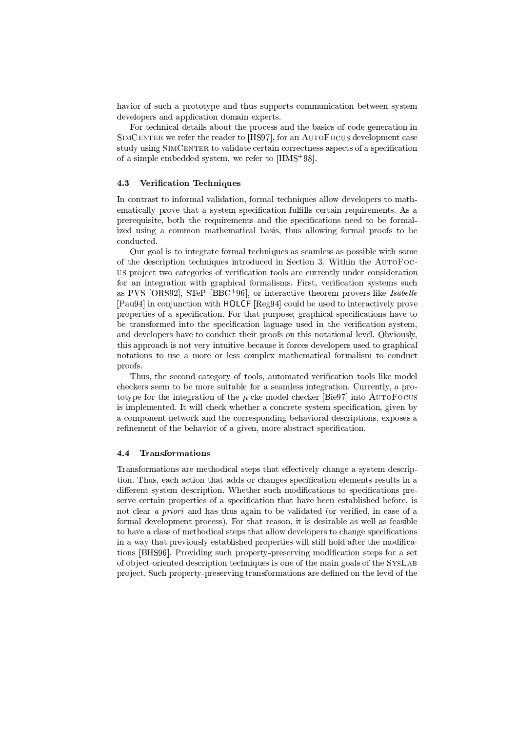havior of such a prototype and thus supports communication between system developers and application domain experts.

For technical details about the process and the basics of code generation in SimCenter we refer the reader to [HS97], for an AutoFocus development case study using SimCenter to validate certain correctness aspects of a specification of a simple embedded system, we refer to [HMS+98].

### 4.3 Verification Techniques

In contrast to informal validation, formal techniques allow developers to mathematically prove that a system specification fulfills certain requirements. As a prerequisite, both the requirements and the specifications need to be formalized using a common mathematical basis, thus allowing formal proofs to be conducted.

Our goal is to integrate formal techniques as seamless as possible with some of the description techniques introduced in Section 3. Within the AutoFocus project two categories of verification tools are currently under consideration for an integration with graphical formalisms. First, verification systems such as PVS [ORS92], STeP [BBC+96], or interactive theorem provers like *Isabelle* [Pau94] in conjunction with HOLCF [Reg94] could be used to interactively prove properties of a specification. For that purpose, graphical specifications have to be transformed into the specification laguage used in the verification system, and developers have to conduct their proofs on this notational level. Obviously, this approach is not very intuitive because it forces developers used to graphical notations to use a more or less complex mathematical formalism to conduct proofs.

Thus, the second category of tools, automated verification tools like model checkers seem to be more suitable for a seamless integration. Currently, a prototype for the integration of the $\mu$-cke model checker [Bie97] into AutoFocus is implemented. It will check whether a concrete system specification, given by a component network and the corresponding behavioral descriptions, exposes a refinement of the behavior of a given, more abstract specification.

### 4.4 Transformations

Transformations are methodical steps that effectively change a system description. Thus, each action that adds or changes specification elements results in a different system description. Whether such modifications to specifications preserve certain properties of a specification that have been established before, is not clear *a priori* and has thus again to be validated (or verified, in case of a formal development process). For that reason, it is desirable as well as feasible to have a class of methodical steps that allow developers to change specifications in a way that previously established properties will still hold after the modifications [BHS96]. Providing such property-preserving modification steps for a set of object-oriented description techniques is one of the main goals of the SysLab project. Such property-preserving transformations are defined on the level of the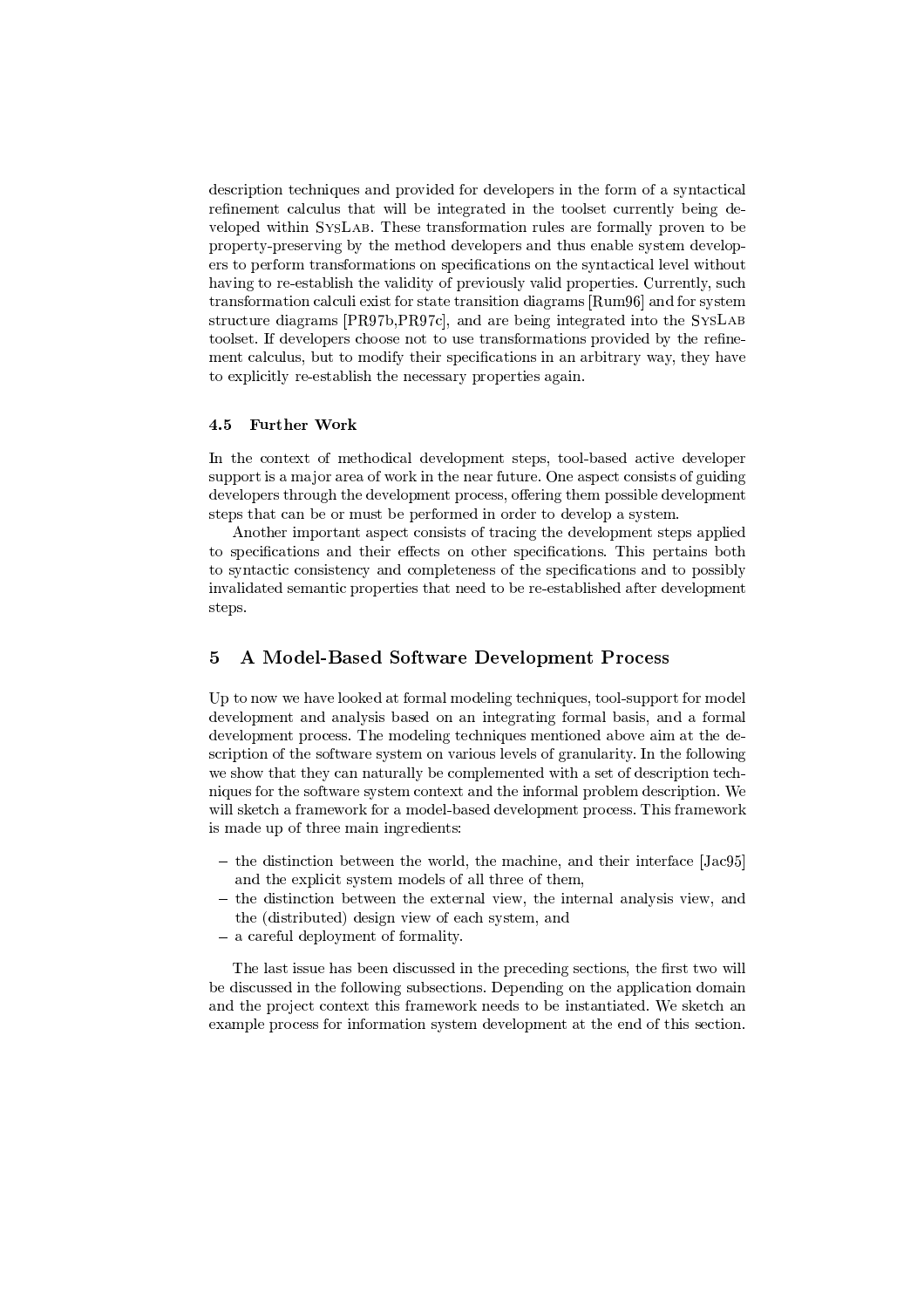description techniques and provided for developers in the form of a syntactical refinement calculus that will be integrated in the toolset currently being developed within SysLab. These transformation rules are formally proven to be property-preserving by the method developers and thus enable system developers to perform transformations on specifications on the syntactical level without having to re-establish the validity of previously valid properties. Currently, such transformation calculi exist for state transition diagrams [Rum96] and for system structure diagrams [PR97b,PR97c], and are being integrated into the SysLab toolset. If developers choose not to use transformations provided by the refinement calculus, but to modify their specifications in an arbitrary way, they have to explicitly re-establish the necessary properties again.

### 4.5 Further Work

In the context of methodical development steps, tool-based active developer support is a major area of work in the near future. One aspect consists of guiding developers through the development process, offering them possible development steps that can be or must be performed in order to develop a system.

Another important aspect consists of tracing the development steps applied to specifications and their effects on other specifications. This pertains both to syntactic consistency and completeness of the specifications and to possibly invalidated semantic properties that need to be re-established after development steps.

## 5 A Model-Based Software Development Process

Up to now we have looked at formal modeling techniques, tool-support for model development and analysis based on an integrating formal basis, and a formal development process. The modeling techniques mentioned above aim at the description of the software system on various levels of granularity. In the following we show that they can naturally be complemented with a set of description techniques for the software system context and the informal problem description. We will sketch a framework for a model-based development process. This framework is made up of three main ingredients:

- the distinction between the world, the machine, and their interface [Jac95] and the explicit system models of all three of them,
- the distinction between the external view, the internal analysis view, and the (distributed) design view of each system, and
- a careful deployment of formality.

The last issue has been discussed in the preceding sections, the first two will be discussed in the following subsections. Depending on the application domain and the project context this framework needs to be instantiated. We sketch an example process for information system development at the end of this section.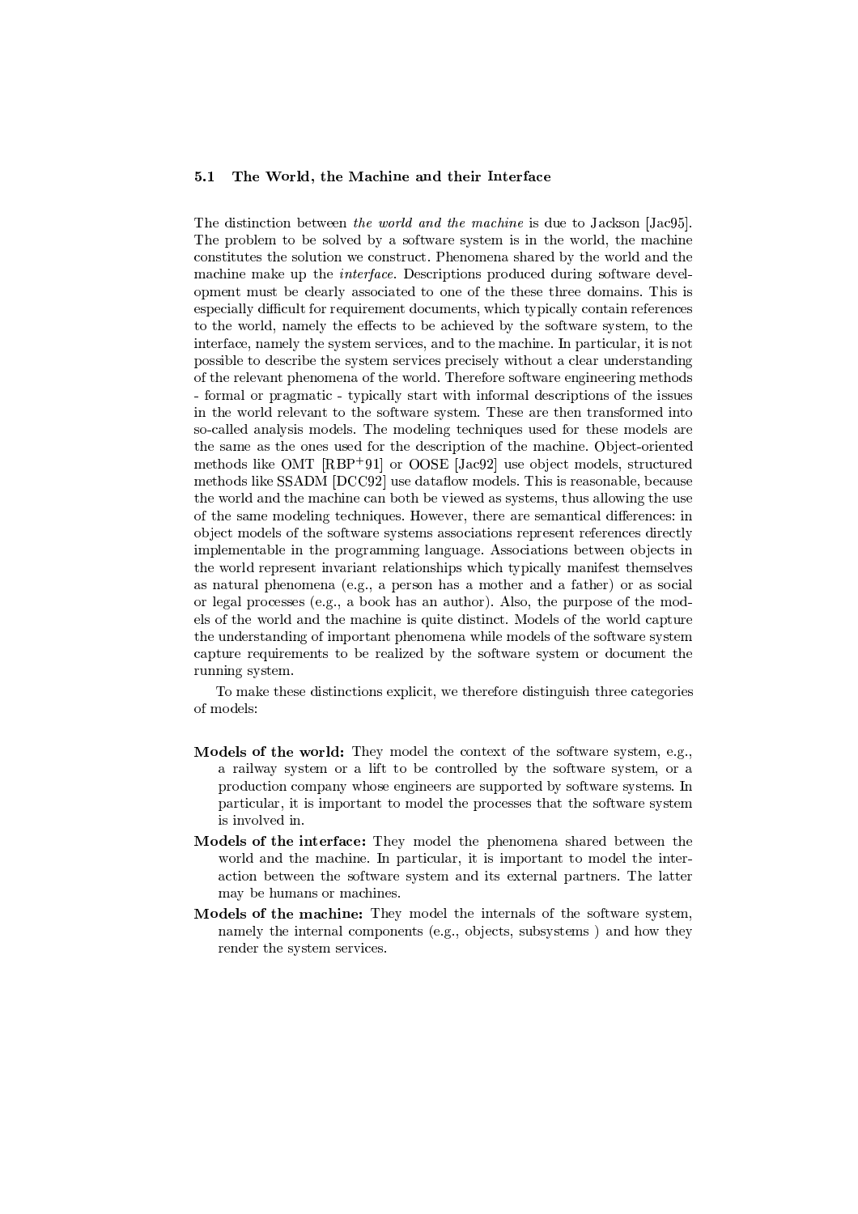### 5.1 The World, the Machine and their Interface

The distinction between *the world and the machine* is due to Jackson [Jac95]. The problem to be solved by a software system is in the world, the machine constitutes the solution we construct. Phenomena shared by the world and the machine make up the *interface*. Descriptions produced during software development must be clearly associated to one of the these three domains. This is especially difficult for requirement documents, which typically contain references to the world, namely the effects to be achieved by the software system, to the interface, namely the system services, and to the machine. In particular, it is not possible to describe the system services precisely without a clear understanding of the relevant phenomena of the world. Therefore software engineering methods - formal or pragmatic - typically start with informal descriptions of the issues in the world relevant to the software system. These are then transformed into so-called analysis models. The modeling techniques used for these models are the same as the ones used for the description of the machine. Object-oriented methods like OMT [RBP+91] or OOSE [Jac92] use object models, structured methods like SSADM [DCC92] use dataflow models. This is reasonable, because the world and the machine can both be viewed as systems, thus allowing the use of the same modeling techniques. However, there are semantical differences: in object models of the software systems associations represent references directly implementable in the programming language. Associations between objects in the world represent invariant relationships which typically manifest themselves as natural phenomena (e.g., a person has a mother and a father) or as social or legal processes (e.g., a book has an author). Also, the purpose of the models of the world and the machine is quite distinct. Models of the world capture the understanding of important phenomena while models of the software system capture requirements to be realized by the software system or document the running system.

To make these distinctions explicit, we therefore distinguish three categories of models:

**Models of the world:** They model the context of the software system, e.g., a railway system or a lift to be controlled by the software system, or a production company whose engineers are supported by software systems. In particular, it is important to model the processes that the software system is involved in.

**Models of the interface:** They model the phenomena shared between the world and the machine. In particular, it is important to model the interaction between the software system and its external partners. The latter may be humans or machines.

**Models of the machine:** They model the internals of the software system, namely the internal components (e.g., objects, subsystems ) and how they render the system services.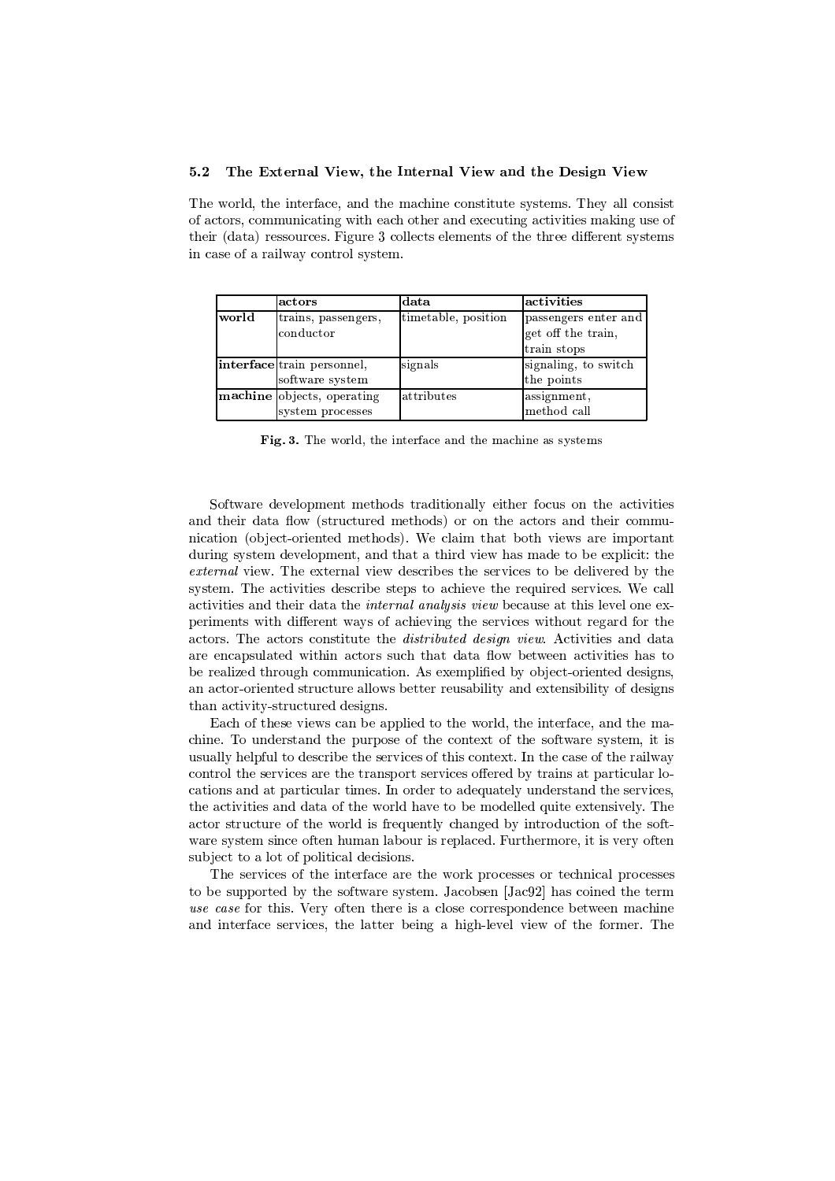### 5.2 The External View, the Internal View and the Design View

The world, the interface, and the machine constitute systems. They all consist of actors, communicating with each other and executing activities making use of their (data) ressources. Figure 3 collects elements of the three different systems in case of a railway control system.

| | actors | data | activities |
|---|---|---|---|
| **world** | trains, passengers, conductor | timetable, position | passengers enter and get off the train, train stops |
| **interface** | train personnel, software system | signals | signaling, to switch the points |
| **machine** | objects, operating system processes | attributes | assignment, method call |

**Fig. 3.** The world, the interface and the machine as systems

Software development methods traditionally either focus on the activities and their data flow (structured methods) or on the actors and their communication (object-oriented methods). We claim that both views are important during system development, and that a third view has made to be explicit: the *external* view. The external view describes the services to be delivered by the system. The activities describe steps to achieve the required services. We call activities and their data the *internal analysis view* because at this level one experiments with different ways of achieving the services without regard for the actors. The actors constitute the *distributed design view*. Activities and data are encapsulated within actors such that data flow between activities has to be realized through communication. As exemplified by object-oriented designs, an actor-oriented structure allows better reusability and extensibility of designs than activity-structured designs.

Each of these views can be applied to the world, the interface, and the machine. To understand the purpose of the context of the software system, it is usually helpful to describe the services of this context. In the case of the railway control the services are the transport services offered by trains at particular locations and at particular times. In order to adequately understand the services, the activities and data of the world have to be modelled quite extensively. The actor structure of the world is frequently changed by introduction of the software system since often human labour is replaced. Furthermore, it is very often subject to a lot of political decisions.

The services of the interface are the work processes or technical processes to be supported by the software system. Jacobsen [Jac92] has coined the term *use case* for this. Very often there is a close correspondence between machine and interface services, the latter being a high-level view of the former. The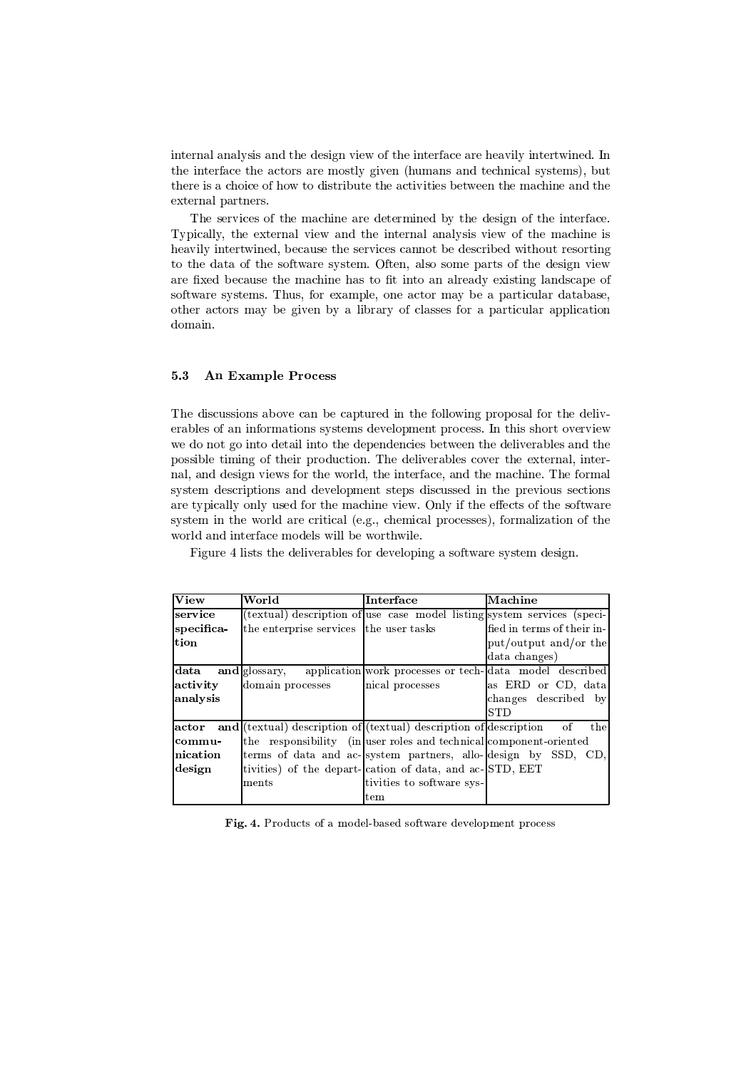internal analysis and the design view of the interface are heavily intertwined. In the interface the actors are mostly given (humans and technical systems), but there is a choice of how to distribute the activities between the machine and the external partners.

The services of the machine are determined by the design of the interface. Typically, the external view and the internal analysis view of the machine is heavily intertwined, because the services cannot be described without resorting to the data of the software system. Often, also some parts of the design view are fixed because the machine has to fit into an already existing landscape of software systems. Thus, for example, one actor may be a particular database, other actors may be given by a library of classes for a particular application domain.

### 5.3 An Example Process

The discussions above can be captured in the following proposal for the deliverables of an informations systems development process. In this short overview we do not go into detail into the dependencies between the deliverables and the possible timing of their production. The deliverables cover the external, internal, and design views for the world, the interface, and the machine. The formal system descriptions and development steps discussed in the previous sections are typically only used for the machine view. Only if the effects of the software system in the world are critical (e.g., chemical processes), formalization of the world and interface models will be worthwile.

Figure 4 lists the deliverables for developing a software system design.

| View | World | Interface | Machine |
|---|---|---|---|
| **service specification** | (textual) description of the enterprise services | use case model listing the user tasks | system services (specified in terms of their input/output and/or the data changes) |
| **data and activity analysis** | glossary, application domain processes | work processes or technical processes | data model described as ERD or CD, data changes described by STD |
| **actor and communication design** | (textual) description of the responsibility (in terms of data and activities) of the departments | (textual) description of user roles and technical system partners, allocation of data, and activities to software system | description of the component-oriented design by SSD, CD, STD, EET |

**Fig. 4.** Products of a model-based software development process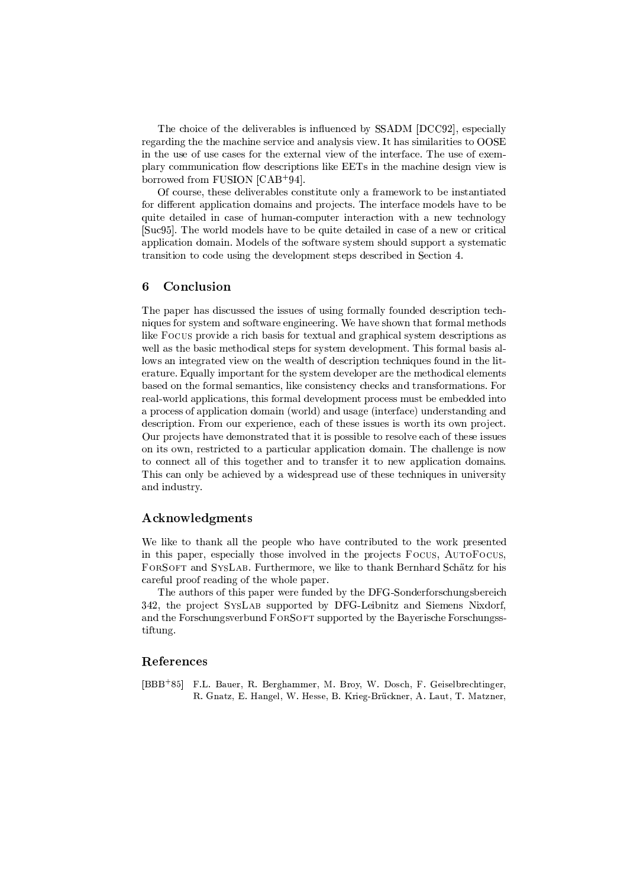The choice of the deliverables is influenced by SSADM [DCC92], especially regarding the the machine service and analysis view. It has similarities to OOSE in the use of use cases for the external view of the interface. The use of exemplary communication flow descriptions like EETs in the machine design view is borrowed from FUSION [CAB+94].

Of course, these deliverables constitute only a framework to be instantiated for different application domains and projects. The interface models have to be quite detailed in case of human-computer interaction with a new technology [Suc95]. The world models have to be quite detailed in case of a new or critical application domain. Models of the software system should support a systematic transition to code using the development steps described in Section 4.

## 6 Conclusion

The paper has discussed the issues of using formally founded description techniques for system and software engineering. We have shown that formal methods like Focus provide a rich basis for textual and graphical system descriptions as well as the basic methodical steps for system development. This formal basis allows an integrated view on the wealth of description techniques found in the literature. Equally important for the system developer are the methodical elements based on the formal semantics, like consistency checks and transformations. For real-world applications, this formal development process must be embedded into a process of application domain (world) and usage (interface) understanding and description. From our experience, each of these issues is worth its own project. Our projects have demonstrated that it is possible to resolve each of these issues on its own, restricted to a particular application domain. The challenge is now to connect all of this together and to transfer it to new application domains. This can only be achieved by a widespread use of these techniques in university and industry.

## Acknowledgments

We like to thank all the people who have contributed to the work presented in this paper, especially those involved in the projects Focus, AutoFocus, ForSoft and SysLab. Furthermore, we like to thank Bernhard Schätz for his careful proof reading of the whole paper.

The authors of this paper were funded by the DFG-Sonderforschungsbereich 342, the project SysLab supported by DFG-Leibnitz and Siemens Nixdorf, and the Forschungsverbund ForSoft supported by the Bayerische Forschungsstiftung.

## References

[BBB+85] F.L. Bauer, R. Berghammer, M. Broy, W. Dosch, F. Geiselbrechtinger, R. Gnatz, E. Hangel, W. Hesse, B. Krieg-Brückner, A. Laut, T. Matzner,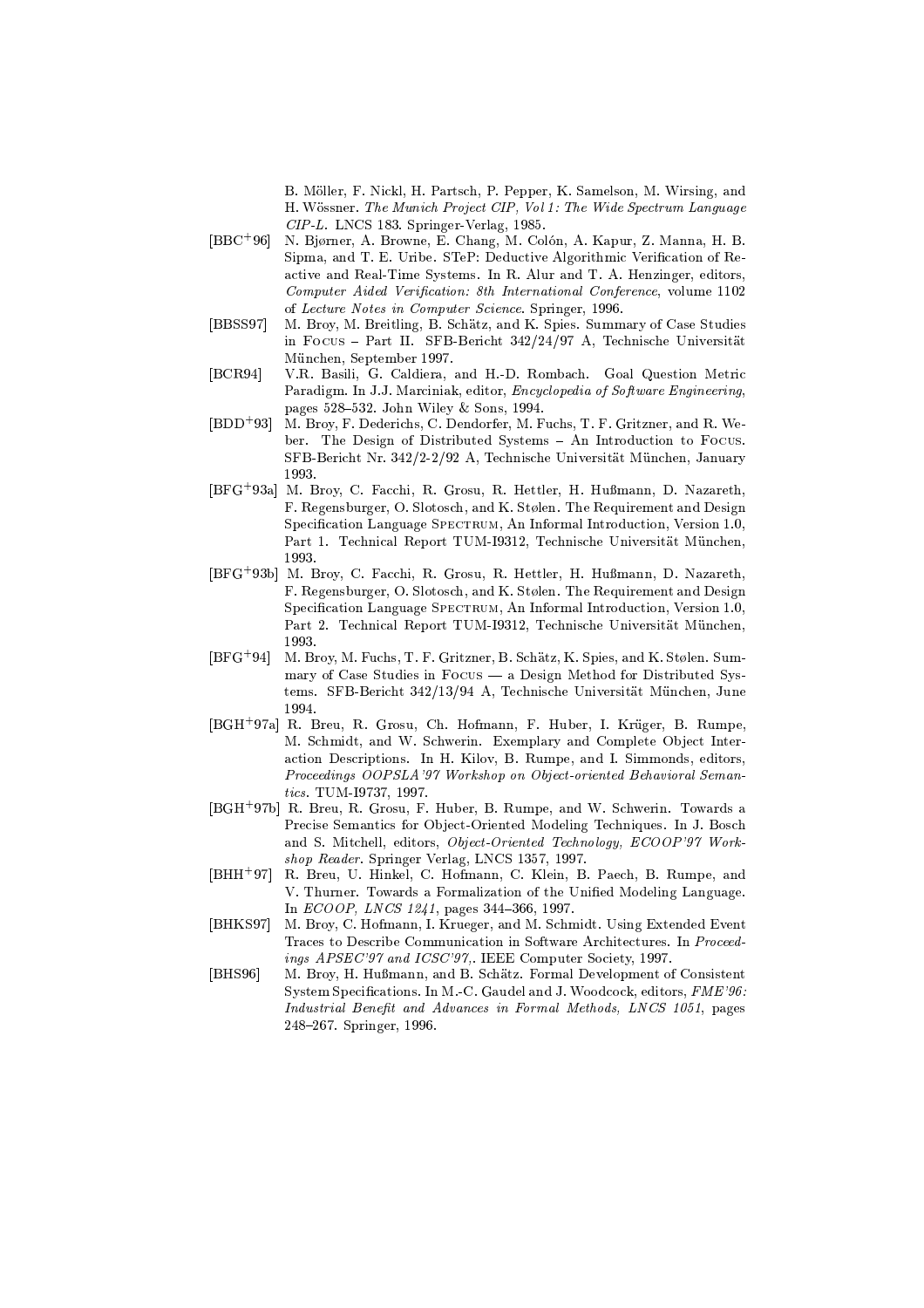B. Möller, F. Nickl, H. Partsch, P. Pepper, K. Samelson, M. Wirsing, and H. Wössner. *The Munich Project CIP, Vol 1: The Wide Spectrum Language CIP-L*. LNCS 183. Springer-Verlag, 1985.

[BBC+96] N. Bjørner, A. Browne, E. Chang, M. Colón, A. Kapur, Z. Manna, H. B. Sipma, and T. E. Uribe. STeP: Deductive Algorithmic Verification of Reactive and Real-Time Systems. In R. Alur and T. A. Henzinger, editors, *Computer Aided Verification: 8th International Conference*, volume 1102 of *Lecture Notes in Computer Science*. Springer, 1996.

[BBSS97] M. Broy, M. Breitling, B. Schätz, and K. Spies. Summary of Case Studies in Focus – Part II. SFB-Bericht 342/24/97 A, Technische Universität München, September 1997.

[BCR94] V.R. Basili, G. Caldiera, and H.-D. Rombach. Goal Question Metric Paradigm. In J.J. Marciniak, editor, *Encyclopedia of Software Engineering*, pages 528–532. John Wiley & Sons, 1994.

[BDD+93] M. Broy, F. Dederichs, C. Dendorfer, M. Fuchs, T. F. Gritzner, and R. Weber. The Design of Distributed Systems – An Introduction to Focus. SFB-Bericht Nr. 342/2-2/92 A, Technische Universität München, January 1993.

[BFG+93a] M. Broy, C. Facchi, R. Grosu, R. Hettler, H. Hußmann, D. Nazareth, F. Regensburger, O. Slotosch, and K. Stølen. The Requirement and Design Specification Language Spectrum, An Informal Introduction, Version 1.0, Part 1. Technical Report TUM-I9312, Technische Universität München, 1993.

[BFG+93b] M. Broy, C. Facchi, R. Grosu, R. Hettler, H. Hußmann, D. Nazareth, F. Regensburger, O. Slotosch, and K. Stølen. The Requirement and Design Specification Language Spectrum, An Informal Introduction, Version 1.0, Part 2. Technical Report TUM-I9312, Technische Universität München, 1993.

[BFG+94] M. Broy, M. Fuchs, T. F. Gritzner, B. Schätz, K. Spies, and K. Stølen. Summary of Case Studies in Focus — a Design Method for Distributed Systems. SFB-Bericht 342/13/94 A, Technische Universität München, June 1994.

[BGH+97a] R. Breu, R. Grosu, Ch. Hofmann, F. Huber, I. Krüger, B. Rumpe, M. Schmidt, and W. Schwerin. Exemplary and Complete Object Interaction Descriptions. In H. Kilov, B. Rumpe, and I. Simmonds, editors, *Proceedings OOPSLA'97 Workshop on Object-oriented Behavioral Semantics*. TUM-I9737, 1997.

[BGH+97b] R. Breu, R. Grosu, F. Huber, B. Rumpe, and W. Schwerin. Towards a Precise Semantics for Object-Oriented Modeling Techniques. In J. Bosch and S. Mitchell, editors, *Object-Oriented Technology, ECOOP'97 Workshop Reader*. Springer Verlag, LNCS 1357, 1997.

[BHH+97] R. Breu, U. Hinkel, C. Hofmann, C. Klein, B. Paech, B. Rumpe, and V. Thurner. Towards a Formalization of the Unified Modeling Language. In *ECOOP, LNCS 1241*, pages 344–366, 1997.

[BHKS97] M. Broy, C. Hofmann, I. Krueger, and M. Schmidt. Using Extended Event Traces to Describe Communication in Software Architectures. In *Proceedings APSEC'97 and ICSC'97,*. IEEE Computer Society, 1997.

[BHS96] M. Broy, H. Hußmann, and B. Schätz. Formal Development of Consistent System Specifications. In M.-C. Gaudel and J. Woodcock, editors, *FME'96: Industrial Benefit and Advances in Formal Methods, LNCS 1051*, pages 248–267. Springer, 1996.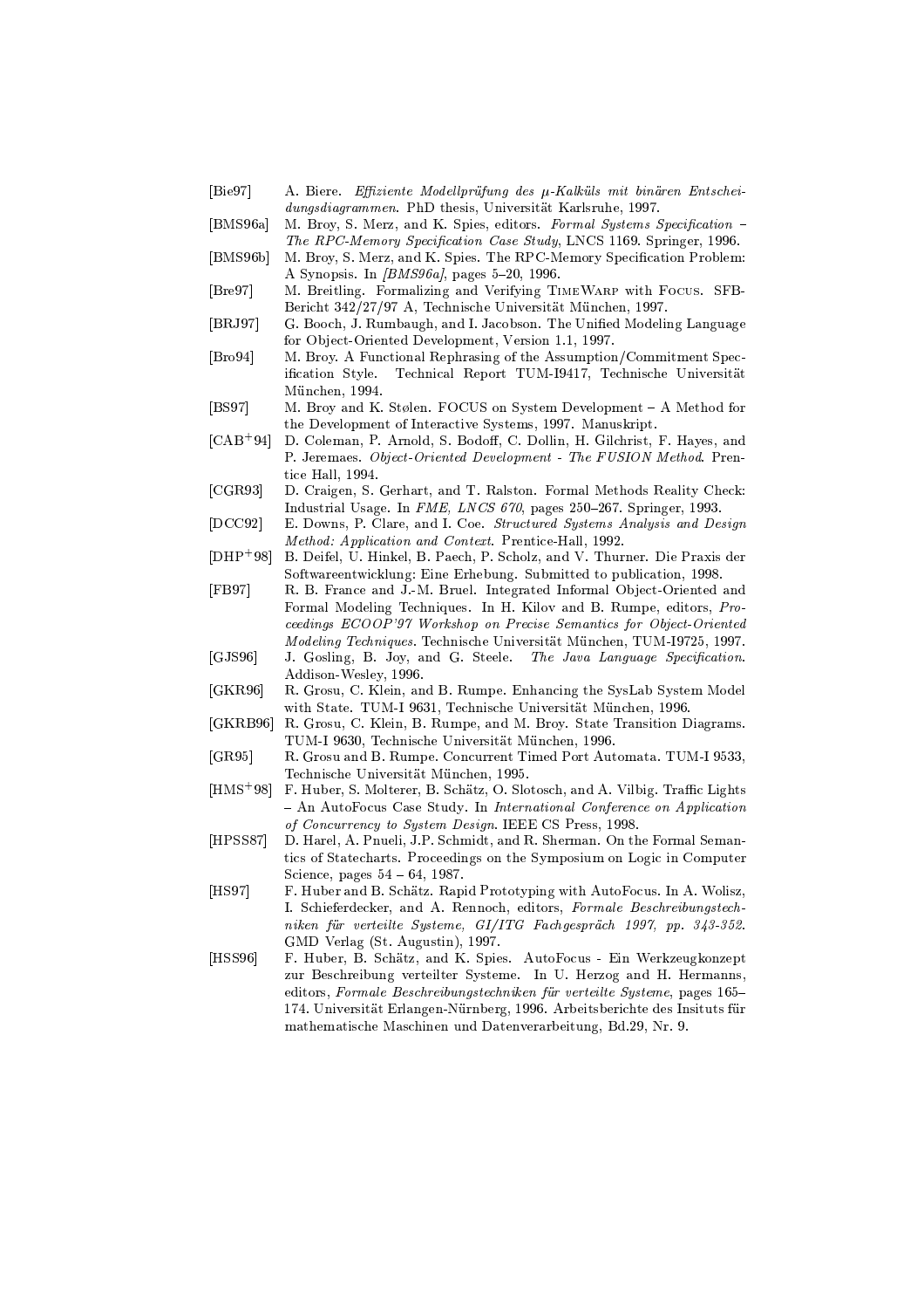[Bie97] A. Biere. *Effiziente Modellprüfung des μ-Kalküls mit binären Entscheidungsdiagrammen*. PhD thesis, Universität Karlsruhe, 1997.

[BMS96a] M. Broy, S. Merz, and K. Spies, editors. *Formal Systems Specification – The RPC-Memory Specification Case Study*, LNCS 1169. Springer, 1996.

[BMS96b] M. Broy, S. Merz, and K. Spies. The RPC-Memory Specification Problem: A Synopsis. In *[BMS96a]*, pages 5–20, 1996.

[Bre97] M. Breitling. Formalizing and Verifying TimeWarp with Focus. SFB-Bericht 342/27/97 A, Technische Universität München, 1997.

[BRJ97] G. Booch, J. Rumbaugh, and I. Jacobson. The Unified Modeling Language for Object-Oriented Development, Version 1.1, 1997.

[Bro94] M. Broy. A Functional Rephrasing of the Assumption/Commitment Specification Style. Technical Report TUM-I9417, Technische Universität München, 1994.

[BS97] M. Broy and K. Stølen. FOCUS on System Development – A Method for the Development of Interactive Systems, 1997. Manuskript.

[CAB+94] D. Coleman, P. Arnold, S. Bodoff, C. Dollin, H. Gilchrist, F. Hayes, and P. Jeremaes. *Object-Oriented Development - The FUSION Method*. Prentice Hall, 1994.

[CGR93] D. Craigen, S. Gerhart, and T. Ralston. Formal Methods Reality Check: Industrial Usage. In *FME, LNCS 670*, pages 250–267. Springer, 1993.

[DCC92] E. Downs, P. Clare, and I. Coe. *Structured Systems Analysis and Design Method: Application and Context*. Prentice-Hall, 1992.

[DHP+98] B. Deifel, U. Hinkel, B. Paech, P. Scholz, and V. Thurner. Die Praxis der Softwareentwicklung: Eine Erhebung. Submitted to publication, 1998.

[FB97] R. B. France and J.-M. Bruel. Integrated Informal Object-Oriented and Formal Modeling Techniques. In H. Kilov and B. Rumpe, editors, *Proceedings ECOOP'97 Workshop on Precise Semantics for Object-Oriented Modeling Techniques*. Technische Universität München, TUM-I9725, 1997.

[GJS96] J. Gosling, B. Joy, and G. Steele. *The Java Language Specification*. Addison-Wesley, 1996.

[GKR96] R. Grosu, C. Klein, and B. Rumpe. Enhancing the SysLab System Model with State. TUM-I 9631, Technische Universität München, 1996.

[GKRB96] R. Grosu, C. Klein, B. Rumpe, and M. Broy. State Transition Diagrams. TUM-I 9630, Technische Universität München, 1996.

[GR95] R. Grosu and B. Rumpe. Concurrent Timed Port Automata. TUM-I 9533, Technische Universität München, 1995.

[HMS+98] F. Huber, S. Molterer, B. Schätz, O. Slotosch, and A. Vilbig. Traffic Lights – An AutoFocus Case Study. In *International Conference on Application of Concurrency to System Design*. IEEE CS Press, 1998.

[HPSS87] D. Harel, A. Pnueli, J.P. Schmidt, and R. Sherman. On the Formal Semantics of Statecharts. Proceedings on the Symposium on Logic in Computer Science, pages 54 – 64, 1987.

[HS97] F. Huber and B. Schätz. Rapid Prototyping with AutoFocus. In A. Wolisz, I. Schieferdecker, and A. Rennoch, editors, *Formale Beschreibungstechniken für verteilte Systeme, GI/ITG Fachgespräch 1997, pp. 343-352*. GMD Verlag (St. Augustin), 1997.

[HSS96] F. Huber, B. Schätz, and K. Spies. AutoFocus - Ein Werkzeugkonzept zur Beschreibung verteilter Systeme. In U. Herzog and H. Hermanns, editors, *Formale Beschreibungstechniken für verteilte Systeme*, pages 165–174. Universität Erlangen-Nürnberg, 1996. Arbeitsberichte des Insituts für mathematische Maschinen und Datenverarbeitung, Bd.29, Nr. 9.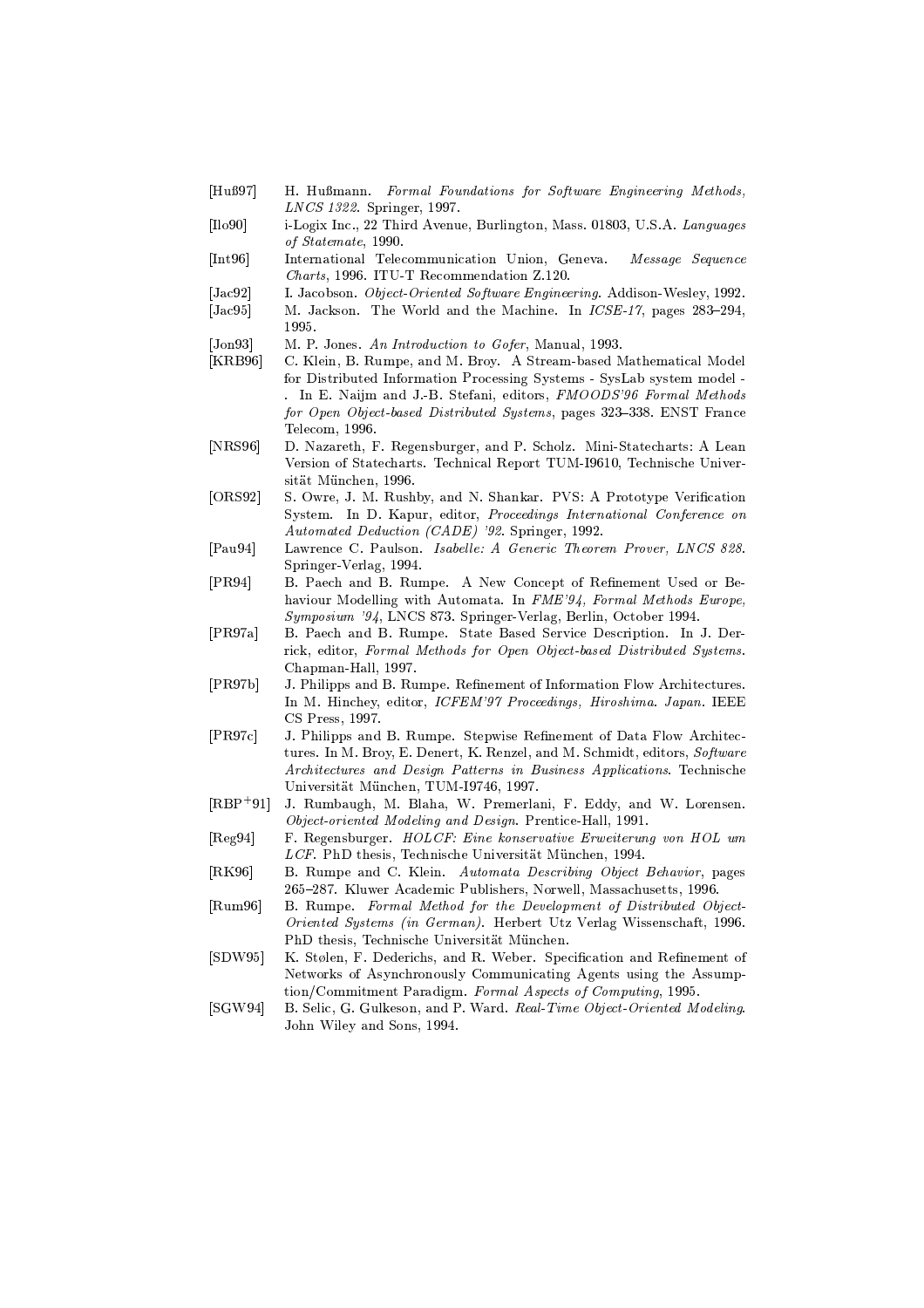[Huß97] H. Hußmann. *Formal Foundations for Software Engineering Methods, LNCS 1322*. Springer, 1997.

[Ilo90] i-Logix Inc., 22 Third Avenue, Burlington, Mass. 01803, U.S.A. *Languages of Statemate*, 1990.

[Int96] International Telecommunication Union, Geneva. *Message Sequence Charts*, 1996. ITU-T Recommendation Z.120.

[Jac92] I. Jacobson. *Object-Oriented Software Engineering*. Addison-Wesley, 1992.

[Jac95] M. Jackson. The World and the Machine. In *ICSE-17*, pages 283–294, 1995.

[Jon93] M. P. Jones. *An Introduction to Gofer*, Manual, 1993.

[KRB96] C. Klein, B. Rumpe, and M. Broy. A Stream-based Mathematical Model for Distributed Information Processing Systems - SysLab system model - . In E. Naijm and J.-B. Stefani, editors, *FMOODS'96 Formal Methods for Open Object-based Distributed Systems*, pages 323–338. ENST France Telecom, 1996.

[NRS96] D. Nazareth, F. Regensburger, and P. Scholz. Mini-Statecharts: A Lean Version of Statecharts. Technical Report TUM-I9610, Technische Universität München, 1996.

[ORS92] S. Owre, J. M. Rushby, and N. Shankar. PVS: A Prototype Verification System. In D. Kapur, editor, *Proceedings International Conference on Automated Deduction (CADE) '92*. Springer, 1992.

[Pau94] Lawrence C. Paulson. *Isabelle: A Generic Theorem Prover, LNCS 828*. Springer-Verlag, 1994.

[PR94] B. Paech and B. Rumpe. A New Concept of Refinement Used or Behaviour Modelling with Automata. In *FME'94, Formal Methods Europe, Symposium '94*, LNCS 873. Springer-Verlag, Berlin, October 1994.

[PR97a] B. Paech and B. Rumpe. State Based Service Description. In J. Derrick, editor, *Formal Methods for Open Object-based Distributed Systems*. Chapman-Hall, 1997.

[PR97b] J. Philipps and B. Rumpe. Refinement of Information Flow Architectures. In M. Hinchey, editor, *ICFEM'97 Proceedings, Hiroshima. Japan*. IEEE CS Press, 1997.

[PR97c] J. Philipps and B. Rumpe. Stepwise Refinement of Data Flow Architectures. In M. Broy, E. Denert, K. Renzel, and M. Schmidt, editors, *Software Architectures and Design Patterns in Business Applications*. Technische Universität München, TUM-I9746, 1997.

[RBP+91] J. Rumbaugh, M. Blaha, W. Premerlani, F. Eddy, and W. Lorensen. *Object-oriented Modeling and Design*. Prentice-Hall, 1991.

[Reg94] F. Regensburger. *HOLCF: Eine konservative Erweiterung von HOL um LCF*. PhD thesis, Technische Universität München, 1994.

[RK96] B. Rumpe and C. Klein. *Automata Describing Object Behavior*, pages 265–287. Kluwer Academic Publishers, Norwell, Massachusetts, 1996.

[Rum96] B. Rumpe. *Formal Method for the Development of Distributed Object-Oriented Systems (in German)*. Herbert Utz Verlag Wissenschaft, 1996. PhD thesis, Technische Universität München.

[SDW95] K. Stølen, F. Dederichs, and R. Weber. Specification and Refinement of Networks of Asynchronously Communicating Agents using the Assumption/Commitment Paradigm. *Formal Aspects of Computing*, 1995.

[SGW94] B. Selic, G. Gulkeson, and P. Ward. *Real-Time Object-Oriented Modeling*. John Wiley and Sons, 1994.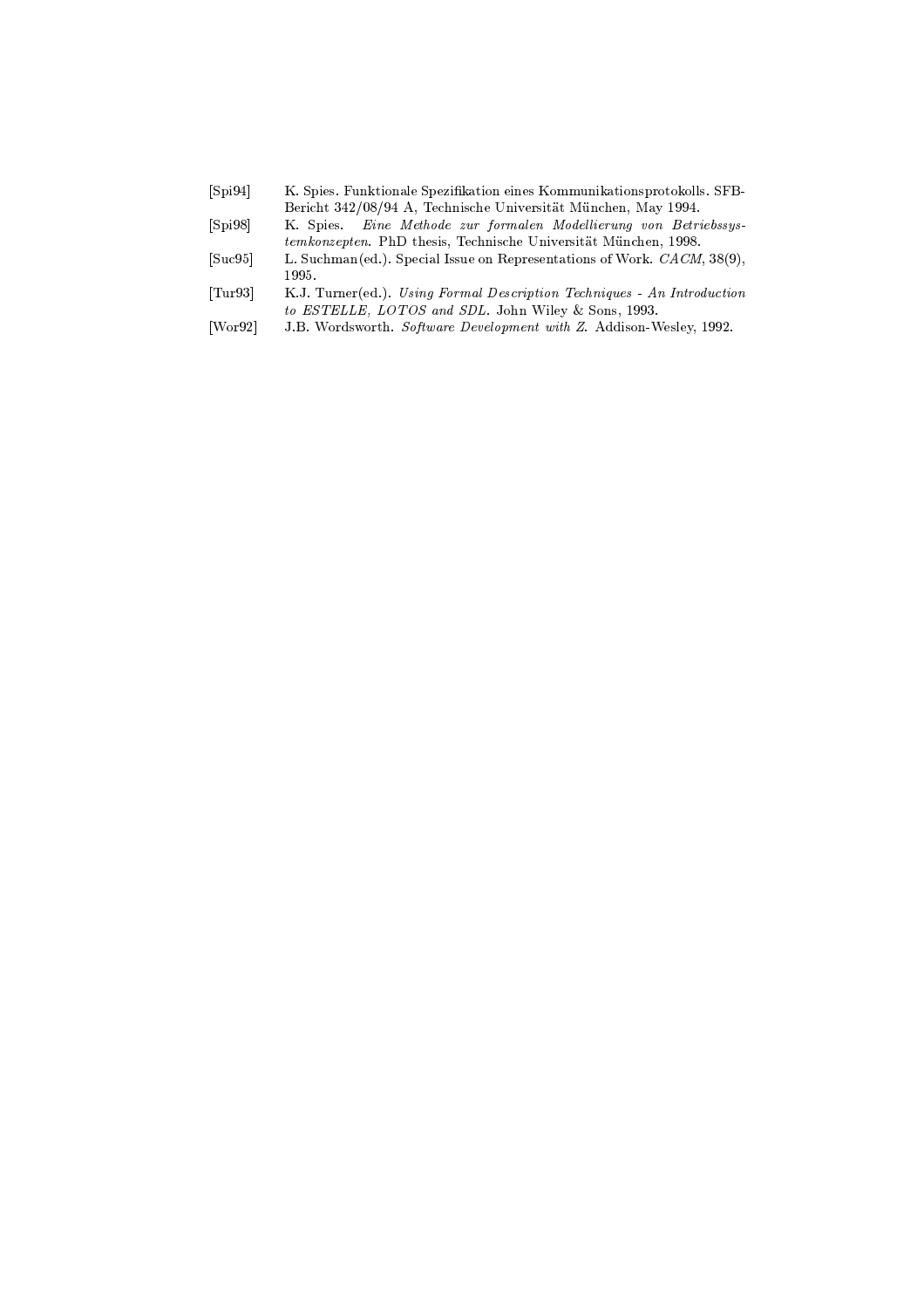[Spi94] K. Spies. Funktionale Spezifikation eines Kommunikationsprotokolls. SFB-Bericht 342/08/94 A, Technische Universität München, May 1994.

[Spi98] K. Spies. *Eine Methode zur formalen Modellierung von Betriebssystemkonzepten*. PhD thesis, Technische Universität München, 1998.

[Suc95] L. Suchman(ed.). Special Issue on Representations of Work. *CACM*, 38(9), 1995.

[Tur93] K.J. Turner(ed.). *Using Formal Description Techniques - An Introduction to ESTELLE, LOTOS and SDL*. John Wiley & Sons, 1993.

[Wor92] J.B. Wordsworth. *Software Development with Z*. Addison-Wesley, 1992.